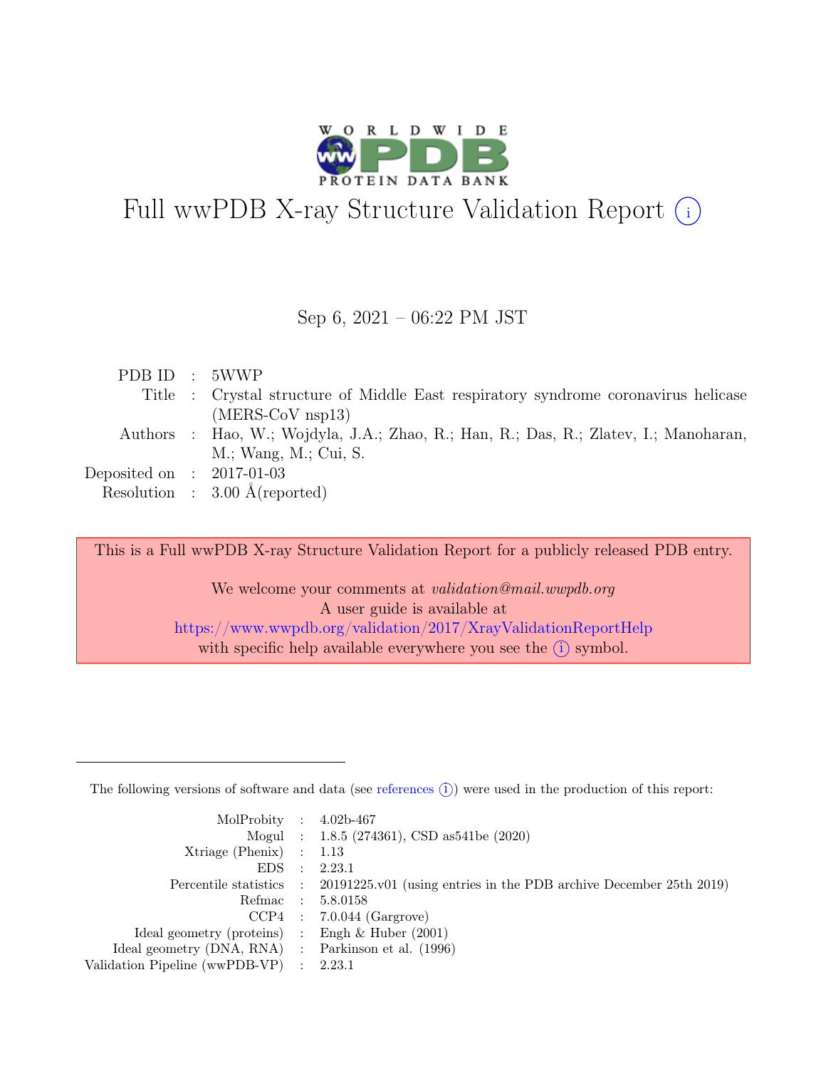# Full wwPDB X-ray Structure Validation Report (i)

Sep 6, 2021 – 06:22 PM JST

| | | |
|---|---|---|
| PDB ID | : | 5WWP |
| Title | : | Crystal structure of Middle East respiratory syndrome coronavirus helicase (MERS-CoV nsp13) |
| Authors | : | Hao, W.; Wojdyla, J.A.; Zhao, R.; Han, R.; Das, R.; Zlatev, I.; Manoharan, M.; Wang, M.; Cui, S. |
| Deposited on | : | 2017-01-03 |
| Resolution | : | 3.00 Å(reported) |

This is a Full wwPDB X-ray Structure Validation Report for a publicly released PDB entry.

We welcome your comments at *validation@mail.wwpdb.org*
A user guide is available at
https://www.wwpdb.org/validation/2017/XrayValidationReportHelp
with specific help available everywhere you see the (i) symbol.

---

The following versions of software and data (see references (i)) were used in the production of this report:

| | | |
|---|---|---|
| MolProbity | : | 4.02b-467 |
| Mogul | : | 1.8.5 (274361), CSD as541be (2020) |
| Xtriage (Phenix) | : | 1.13 |
| EDS | : | 2.23.1 |
| Percentile statistics | : | 20191225.v01 (using entries in the PDB archive December 25th 2019) |
| Refmac | : | 5.8.0158 |
| CCP4 | : | 7.0.044 (Gargrove) |
| Ideal geometry (proteins) | : | Engh & Huber (2001) |
| Ideal geometry (DNA, RNA) | : | Parkinson et al. (1996) |
| Validation Pipeline (wwPDB-VP) | : | 2.23.1 |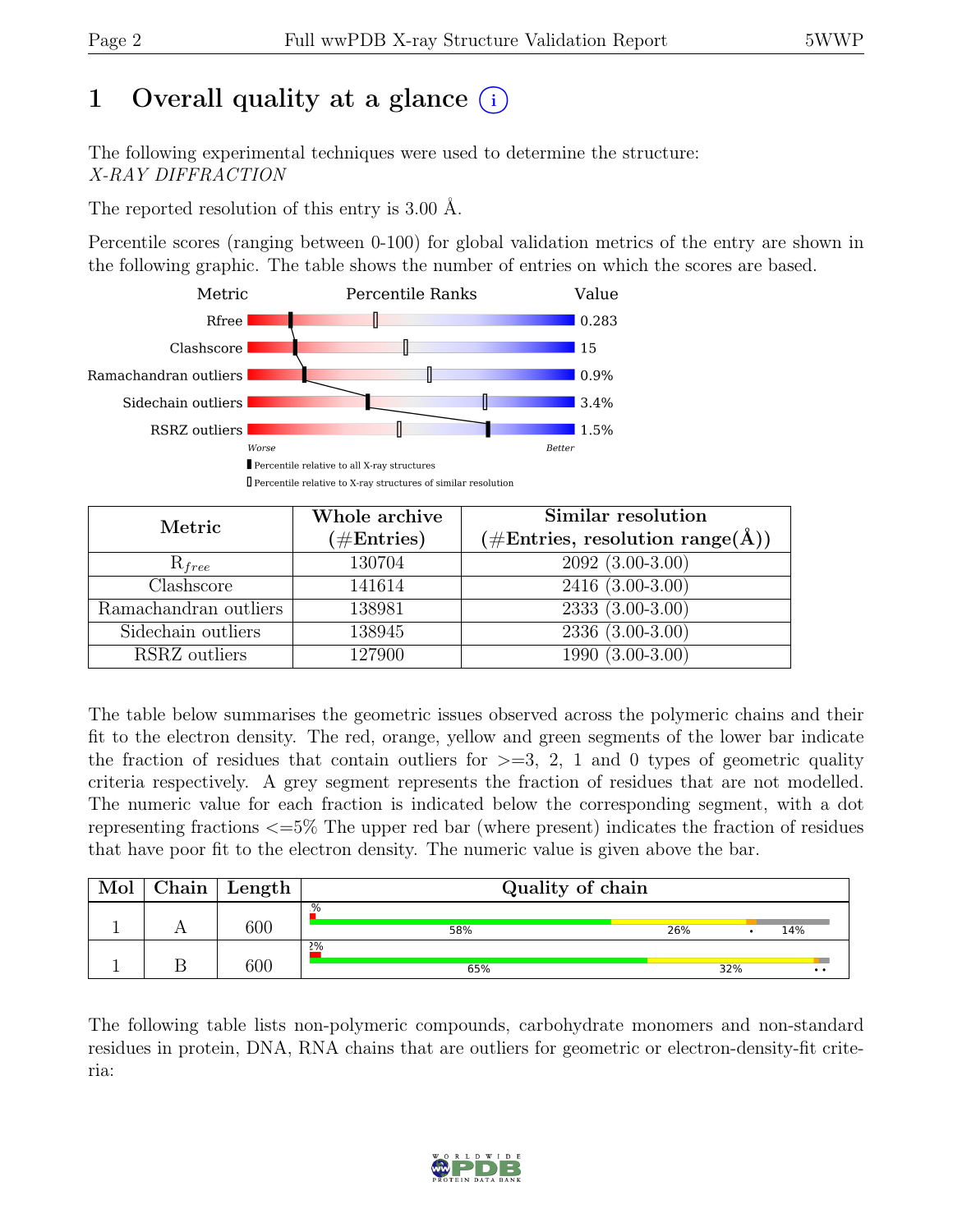# 1 Overall quality at a glance (i)

The following experimental techniques were used to determine the structure:
*X-RAY DIFFRACTION*

The reported resolution of this entry is 3.00 Å.

Percentile scores (ranging between 0-100) for global validation metrics of the entry are shown in the following graphic. The table shows the number of entries on which the scores are based.

| Metric | Value |
|---|---|
| Rfree | 0.283 |
| Clashscore | 15 |
| Ramachandran outliers | 0.9% |
| Sidechain outliers | 3.4% |
| RSRZ outliers | 1.5% |

Worse — Better

Percentile relative to all X-ray structures

Percentile relative to X-ray structures of similar resolution

| Metric | Whole archive (#Entries) | Similar resolution (#Entries, resolution range(Å)) |
|---|---|---|
| $R_{free}$ | 130704 | 2092 (3.00-3.00) |
| Clashscore | 141614 | 2416 (3.00-3.00) |
| Ramachandran outliers | 138981 | 2333 (3.00-3.00) |
| Sidechain outliers | 138945 | 2336 (3.00-3.00) |
| RSRZ outliers | 127900 | 1990 (3.00-3.00) |

The table below summarises the geometric issues observed across the polymeric chains and their fit to the electron density. The red, orange, yellow and green segments of the lower bar indicate the fraction of residues that contain outliers for >=3, 2, 1 and 0 types of geometric quality criteria respectively. A grey segment represents the fraction of residues that are not modelled. The numeric value for each fraction is indicated below the corresponding segment, with a dot representing fractions <=5% The upper red bar (where present) indicates the fraction of residues that have poor fit to the electron density. The numeric value is given above the bar.

| Mol | Chain | Length | Quality of chain |
|---|---|---|---|
| 1 | A | 600 | % ; 58% ; 26% ; • ; 14% |
| 1 | B | 600 | 2% ; 65% ; 32% ; •• |

The following table lists non-polymeric compounds, carbohydrate monomers and non-standard residues in protein, DNA, RNA chains that are outliers for geometric or electron-density-fit criteria: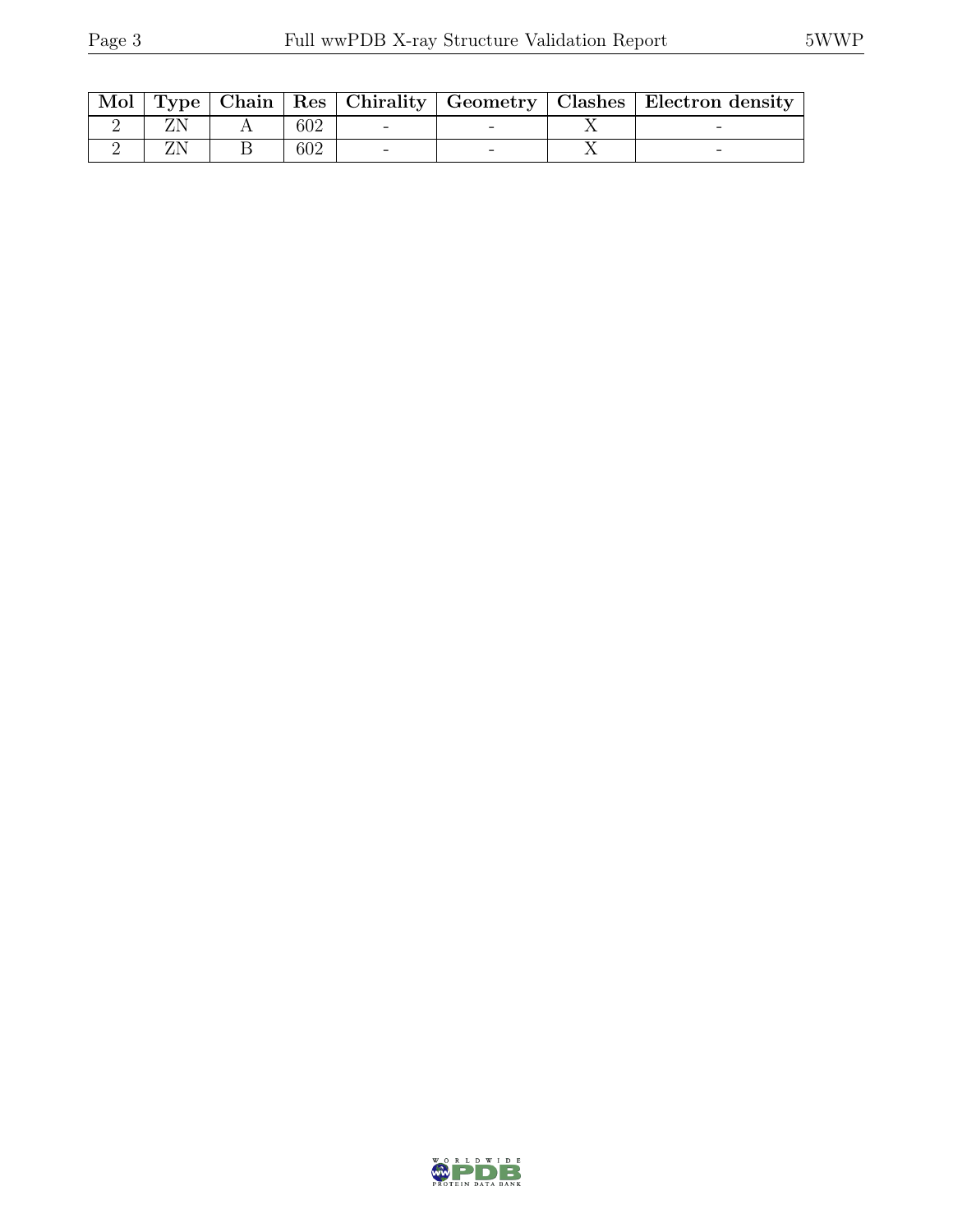| Mol | Type | Chain | Res | Chirality | Geometry | Clashes | Electron density |
|---|---|---|---|---|---|---|---|
| 2 | ZN | A | 602 | - | - | X | - |
| 2 | ZN | B | 602 | - | - | X | - |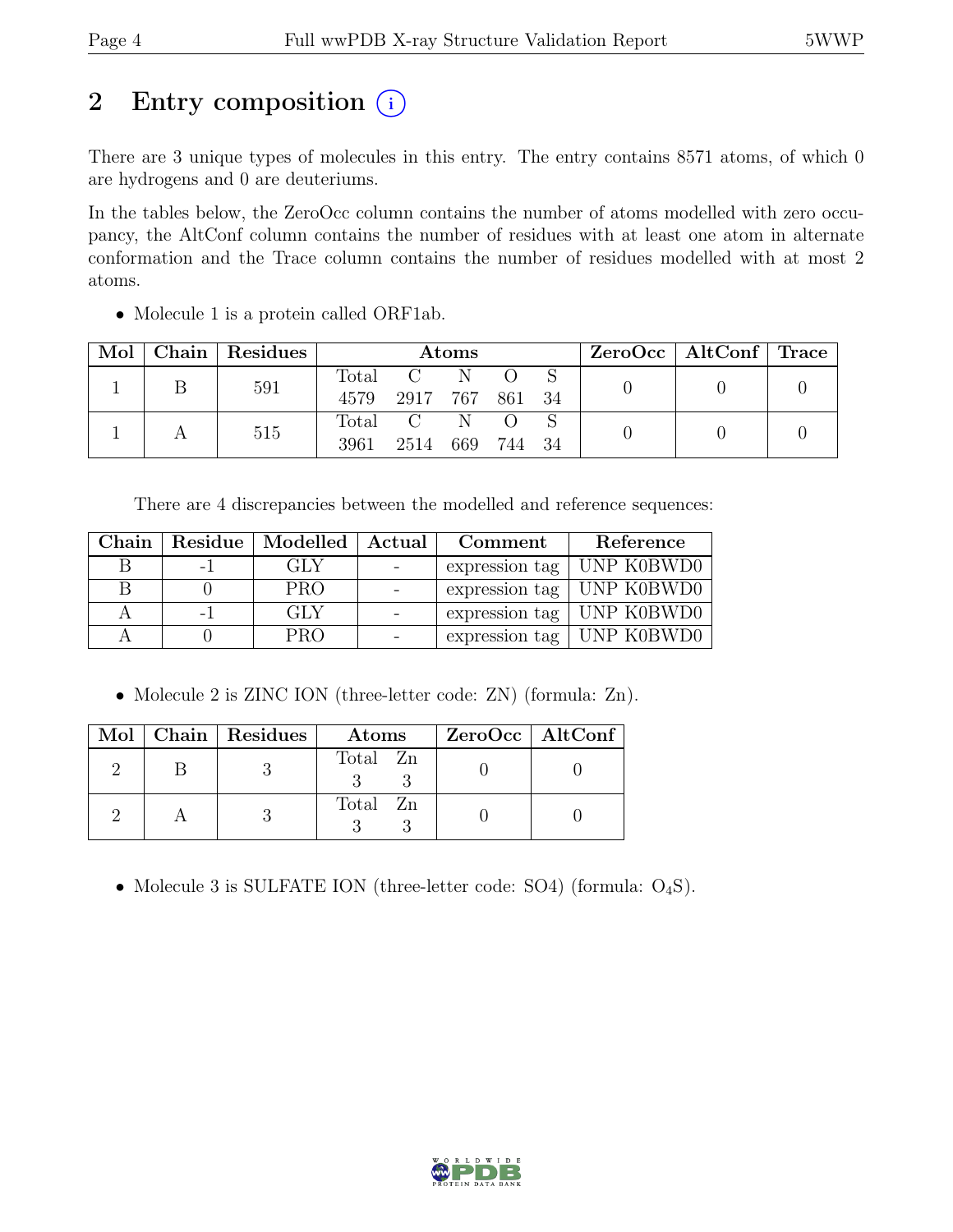# 2 Entry composition (i)

There are 3 unique types of molecules in this entry. The entry contains 8571 atoms, of which 0 are hydrogens and 0 are deuteriums.

In the tables below, the ZeroOcc column contains the number of atoms modelled with zero occupancy, the AltConf column contains the number of residues with at least one atom in alternate conformation and the Trace column contains the number of residues modelled with at most 2 atoms.

- Molecule 1 is a protein called ORF1ab.

| Mol | Chain | Residues | Atoms | | | | | ZeroOcc | AltConf | Trace |
|---|---|---|---|---|---|---|---|---|---|---|
| | | | Total | C | N | O | S | | | |
| 1 | B | 591 | 4579 | 2917 | 767 | 861 | 34 | 0 | 0 | 0 |
| 1 | A | 515 | 3961 | 2514 | 669 | 744 | 34 | 0 | 0 | 0 |

There are 4 discrepancies between the modelled and reference sequences:

| Chain | Residue | Modelled | Actual | Comment | Reference |
|---|---|---|---|---|---|
| B | -1 | GLY | - | expression tag | UNP K0BWD0 |
| B | 0 | PRO | - | expression tag | UNP K0BWD0 |
| A | -1 | GLY | - | expression tag | UNP K0BWD0 |
| A | 0 | PRO | - | expression tag | UNP K0BWD0 |

- Molecule 2 is ZINC ION (three-letter code: ZN) (formula: Zn).

| Mol | Chain | Residues | Atoms | | ZeroOcc | AltConf |
|---|---|---|---|---|---|---|
| | | | Total | Zn | | |
| 2 | B | 3 | 3 | 3 | 0 | 0 |
| 2 | A | 3 | 3 | 3 | 0 | 0 |

- Molecule 3 is SULFATE ION (three-letter code: SO4) (formula: $O_4S$).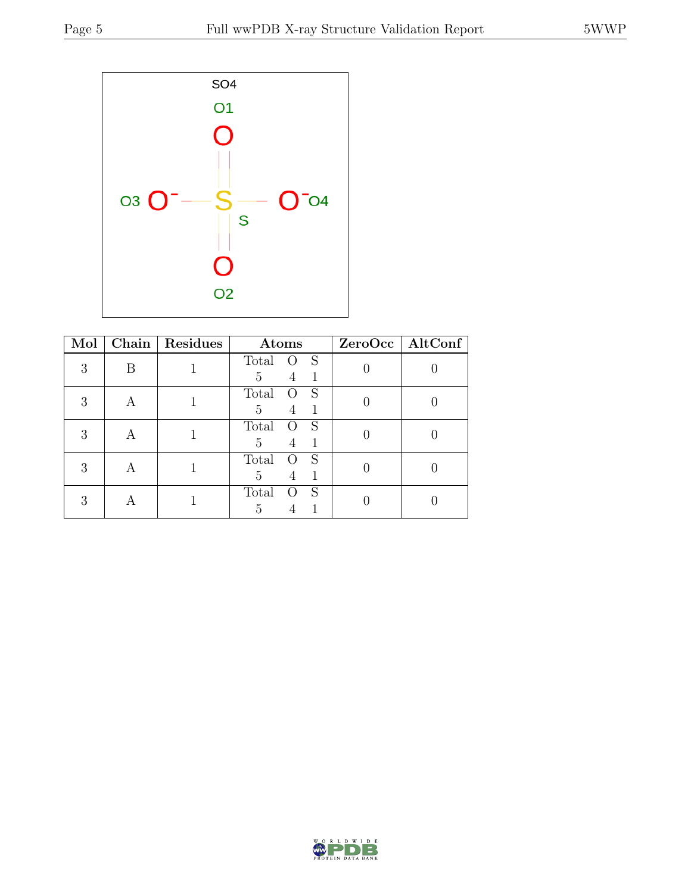| Mol | Chain | Residues | Atoms | | | ZeroOcc | AltConf |
|---|---|---|---|---|---|---|---|
| 3 | B | 1 | Total 5 | O 4 | S 1 | 0 | 0 |
| 3 | A | 1 | Total 5 | O 4 | S 1 | 0 | 0 |
| 3 | A | 1 | Total 5 | O 4 | S 1 | 0 | 0 |
| 3 | A | 1 | Total 5 | O 4 | S 1 | 0 | 0 |
| 3 | A | 1 | Total 5 | O 4 | S 1 | 0 | 0 |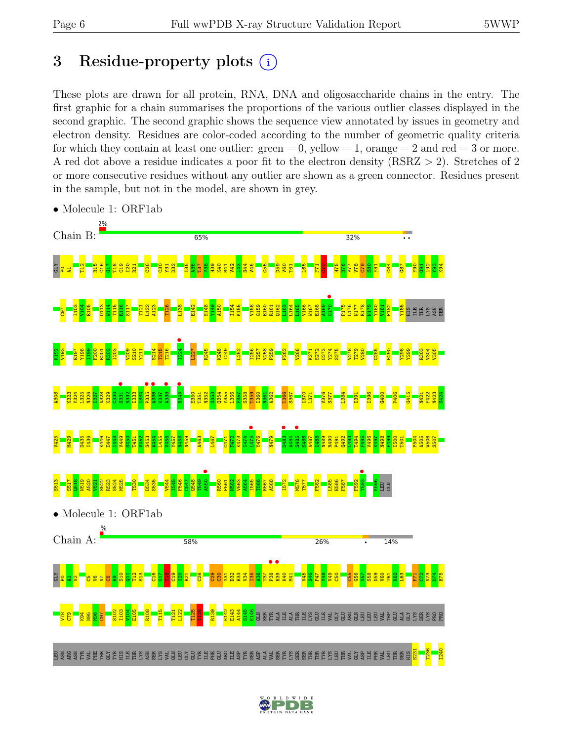# 3 Residue-property plots

These plots are drawn for all protein, RNA, DNA and oligosaccharide chains in the entry. The first graphic for a chain summarises the proportions of the various outlier classes displayed in the second graphic. The second graphic shows the sequence view annotated by issues in geometry and electron density. Residues are color-coded according to the number of geometric quality criteria for which they contain at least one outlier: green = 0, yellow = 1, orange = 2 and red = 3 or more. A red dot above a residue indicates a poor fit to the electron density (RSRZ > 2). Stretches of 2 or more consecutive residues without any outlier are shown as a green connector. Residues present in the sample, but not in the model, are shown in grey.

- Molecule 1: ORF1ab

Chain B: 2% | 65% | 32% | ••

GLY P0 A1 T12 R15 C16 G17 T18 C19 I20 R21 C26 C30 Y31 D32 I35 A36 T37 P38 H39 K40 M41 V42 L43 S44 V45 C55 D59 V60 T61 L65 F71 C72 H75 R76 P77 V78 C79 S80 F81 C84 G87 F90 G91 L92 Y93 K94 C97 I103 V104 E105 D113 W114 T115 E116 S117 T121 L122 A123 T126 L138 E142 S148 Y149 A150 I154 K155 V158 G159 E160 R161 Q162 L163 L164 L165 V166 W167 E168 A169 G170 P175 L176 N177 R178 N179 Y180 V181 F182 Y185 HIS ILE THR LYS ASN SER K192 V193 E197 Y198 I199 F200 E201 R202 I203 V209 S210 Y211 S214 T215 T216 I224 I227 R245 K248 I249 L252 I256 T257 V258 P259 F262 V266 K271 S272 G273 Y274 S275 V278 T279 V280 G285 H290 Y298 Y299 R303 V304 V305 A308 K323 Y324 L325 N326 I327 A328 K329 C330 S331 R332 I333 I334 P335 A336 K337 A338 R345 E350 T351 N352 S353 Q354 Y355 L356 F357 S358 T359 I360 N361 A362 T366 S367 I370 L371 V376 S377 L384 I391 I396 G400 P406 G415 N421 F422 N423 S424 V425 M429 D435 I436 K446 E447 I448 V449 S450 T451 V452 S453 A454 L455 V456 Y457 H458 N459 A463 L467 C471 F472 K473 I474 L475 Y476 N479 D483 A484 S485 S486 A487 I488 N489 R490 P491 Q492 L493 T494 F495 V496 K497 N498 F499 I500 T501 P504 A505 W506 S507 S513 S517 Q518 N519 A520 V521 S522 R523 S524 M525 T530 D534 S535 V544 I545 F546 C547 Q548 T549 A550 R560 F561 N562 V563 A564 I565 T566 R567 A568 I572 M576 T577 F582 L585 E586 F587 F592 T593 K596 LEU GLN

- Molecule 1: ORF1ab

Chain A: % | 58% | 26% | • | 14%

GLY P0 A1 Y2 C5 V6 V7 C8 H9 S10 Q11 T12 S13 C16 G17 T18 C19 I20 R21 C26 C29 C30 Y31 D32 H33 V34 I35 A36 T37 P38 H39 K40 M41 V46 S46 P47 Y48 V49 C50 C55 G56 V57 S58 D59 V60 T61 K62 L63 F71 C72 V73 D74 H75 V78 C79 K94 N95 M96 C97 S102 I103 V104 E105 R108 T115 T121 L122 T125 T126 R139 E142 E143 A144 S145 K146 GLN SER ALA ILE ALA THR ILE LYS GLU ILE VAL GLY GLU ARG GLN LEU LEU VAL TRP GLU ALA GLY LYS SER LYS PRO PRO LEU ASN ARG ASN TYR VAL PHE THR GLY TYR HIS ILE THR LYS ASN SER LYS VAL GLN LEU GLY GLU TYR ILE PHE GLU ARG ILE ASP TYR SER ASP ALA VAL SER TYR LYS SER SER THR THR TYR LYS LEU THR VAL GLY ASP ILE PHE VAL LEU THR SER HIS S231 T236 I240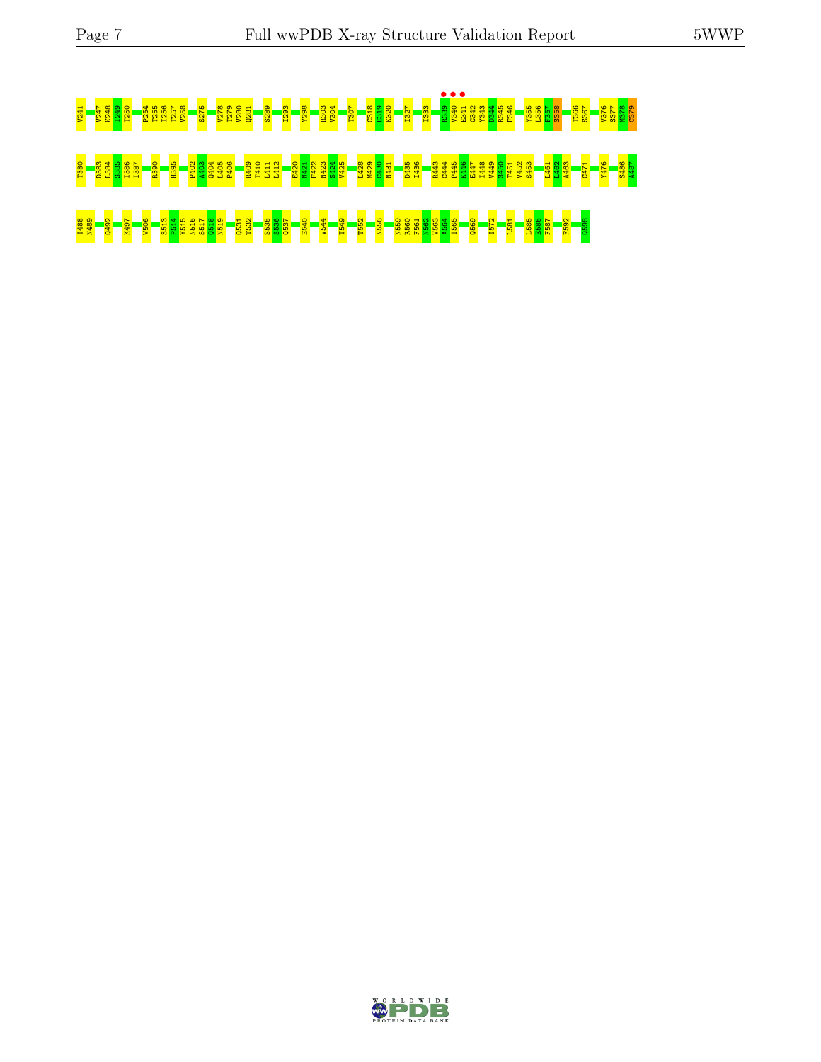V241 V247 K248 I249 T250 P254 T255 I256 T257 V258 S275 V278 T279 V280 Q281 S289 I293 Y298 R303 V304 T307 C318 E319 K320 I327 I333 R339 V340 E341 C342 Y343 D344 R345 F346 Y355 L356 F357 S358 T366 S367 V376 S377 M378 C379

T380 D383 L384 S385 I386 I387 R390 H395 P402 A403 Q404 L405 P406 R409 T410 L411 L412 E420 N421 F422 N423 S424 V425 L428 M429 C430 N431 D435 I436 R443 C444 P445 K446 E447 I448 V449 S450 T451 V452 S453 L461 L462 A463 C471 Y476 S486 A487

I488 N489 Q492 K497 W506 S513 P514 Y515 N516 S517 Q518 N519 Q531 T532 S535 S536 Q537 E540 V544 T549 T552 N556 N559 R560 F561 N562 V563 A564 I565 Q569 I572 L581 L585 E586 F587 F592 Q598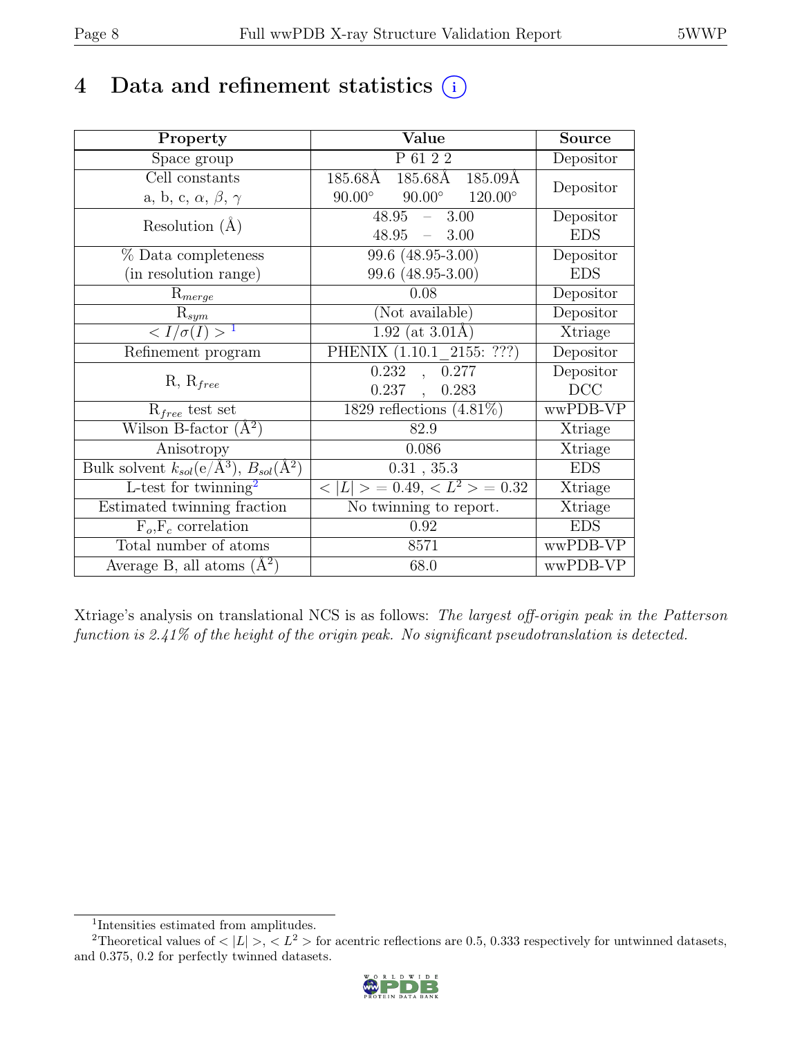# 4 Data and refinement statistics (i)

| Property | Value | Source |
|---|---|---|
| Space group | P 61 2 2 | Depositor |
| Cell constants<br>a, b, c, $\alpha$, $\beta$, $\gamma$ | 185.68Å 185.68Å 185.09Å<br>90.00° 90.00° 120.00° | Depositor |
| Resolution (Å) | 48.95 – 3.00<br>48.95 – 3.00 | Depositor<br>EDS |
| % Data completeness<br>(in resolution range) | 99.6 (48.95-3.00)<br>99.6 (48.95-3.00) | Depositor<br>EDS |
| $R_{merge}$ | 0.08 | Depositor |
| $R_{sym}$ | (Not available) | Depositor |
| $< I/\sigma(I) >$ [1] | 1.92 (at 3.01Å) | Xtriage |
| Refinement program | PHENIX (1.10.1_2155: ???) | Depositor |
| R, $R_{free}$ | 0.232 , 0.277<br>0.237 , 0.283 | Depositor<br>DCC |
| $R_{free}$ test set | 1829 reflections (4.81%) | wwPDB-VP |
| Wilson B-factor (Å$^2$) | 82.9 | Xtriage |
| Anisotropy | 0.086 | Xtriage |
| Bulk solvent $k_{sol}$(e/Å$^3$), $B_{sol}$(Å$^2$) | 0.31 , 35.3 | EDS |
| L-test for twinning[2] | $< \|L\| > = 0.49$, $< L^2 > = 0.32$ | Xtriage |
| Estimated twinning fraction | No twinning to report. | Xtriage |
| $F_o$,$F_c$ correlation | 0.92 | EDS |
| Total number of atoms | 8571 | wwPDB-VP |
| Average B, all atoms (Å$^2$) | 68.0 | wwPDB-VP |

Xtriage's analysis on translational NCS is as follows: *The largest off-origin peak in the Patterson function is 2.41% of the height of the origin peak. No significant pseudotranslation is detected.*

[1] Intensities estimated from amplitudes.

[2] Theoretical values of $< |L| >$, $< L^2 >$ for acentric reflections are 0.5, 0.333 respectively for untwinned datasets, and 0.375, 0.2 for perfectly twinned datasets.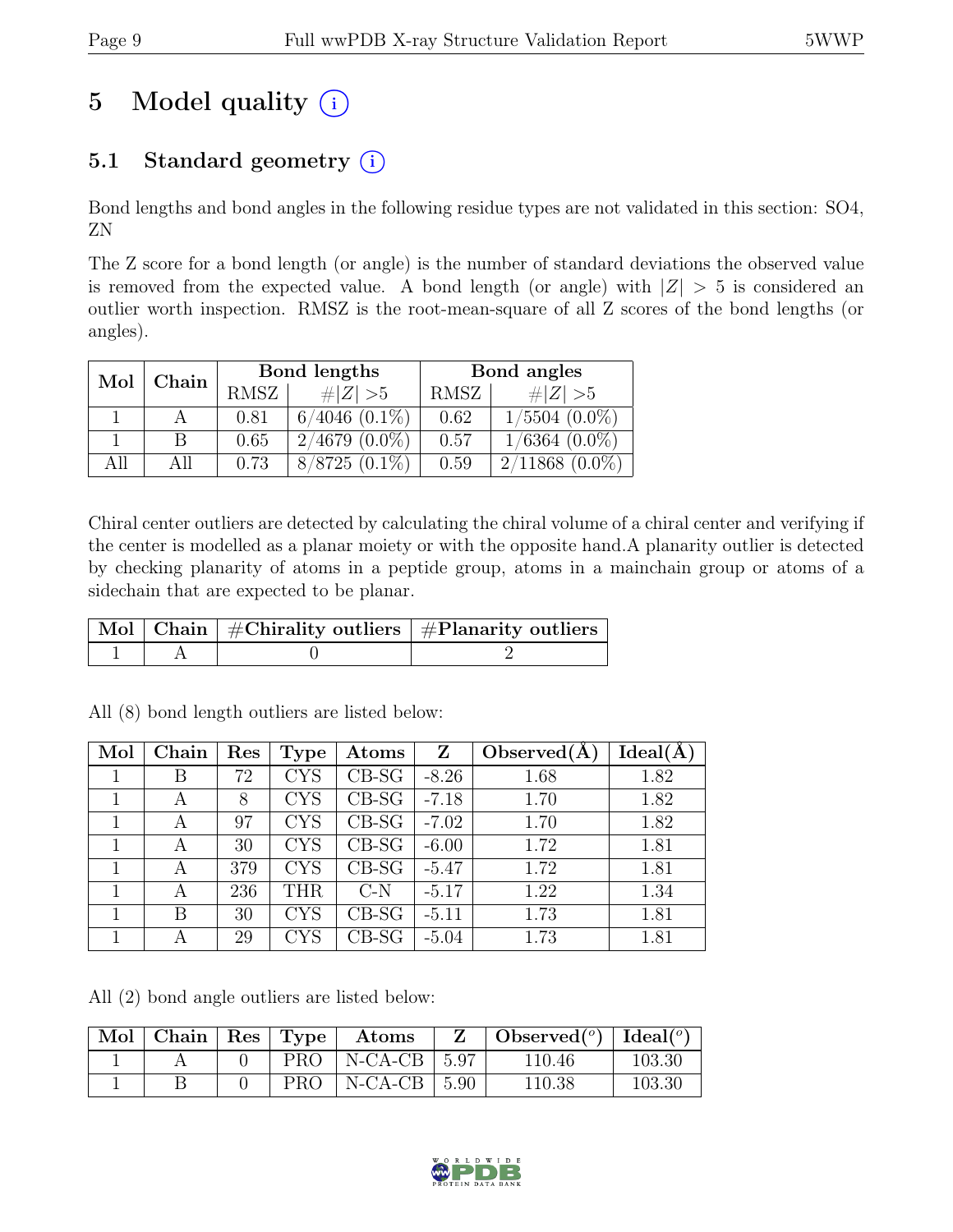# 5 Model quality (i)

## 5.1 Standard geometry (i)

Bond lengths and bond angles in the following residue types are not validated in this section: SO4, ZN

The Z score for a bond length (or angle) is the number of standard deviations the observed value is removed from the expected value. A bond length (or angle) with $|Z| > 5$ is considered an outlier worth inspection. RMSZ is the root-mean-square of all Z scores of the bond lengths (or angles).

| Mol | Chain | Bond lengths | | Bond angles | |
|---|---|---|---|---|---|
| | | RMSZ | #\|Z\| >5 | RMSZ | #\|Z\| >5 |
| 1 | A | 0.81 | 6/4046 (0.1%) | 0.62 | 1/5504 (0.0%) |
| 1 | B | 0.65 | 2/4679 (0.0%) | 0.57 | 1/6364 (0.0%) |
| All | All | 0.73 | 8/8725 (0.1%) | 0.59 | 2/11868 (0.0%) |

Chiral center outliers are detected by calculating the chiral volume of a chiral center and verifying if the center is modelled as a planar moiety or with the opposite hand.A planarity outlier is detected by checking planarity of atoms in a peptide group, atoms in a mainchain group or atoms of a sidechain that are expected to be planar.

| Mol | Chain | #Chirality outliers | #Planarity outliers |
|---|---|---|---|
| 1 | A | 0 | 2 |

All (8) bond length outliers are listed below:

| Mol | Chain | Res | Type | Atoms | Z | Observed(Å) | Ideal(Å) |
|---|---|---|---|---|---|---|---|
| 1 | B | 72 | CYS | CB-SG | -8.26 | 1.68 | 1.82 |
| 1 | A | 8 | CYS | CB-SG | -7.18 | 1.70 | 1.82 |
| 1 | A | 97 | CYS | CB-SG | -7.02 | 1.70 | 1.82 |
| 1 | A | 30 | CYS | CB-SG | -6.00 | 1.72 | 1.81 |
| 1 | A | 379 | CYS | CB-SG | -5.47 | 1.72 | 1.81 |
| 1 | A | 236 | THR | C-N | -5.17 | 1.22 | 1.34 |
| 1 | B | 30 | CYS | CB-SG | -5.11 | 1.73 | 1.81 |
| 1 | A | 29 | CYS | CB-SG | -5.04 | 1.73 | 1.81 |

All (2) bond angle outliers are listed below:

| Mol | Chain | Res | Type | Atoms | Z | Observed(°) | Ideal(°) |
|---|---|---|---|---|---|---|---|
| 1 | A | 0 | PRO | N-CA-CB | 5.97 | 110.46 | 103.30 |
| 1 | B | 0 | PRO | N-CA-CB | 5.90 | 110.38 | 103.30 |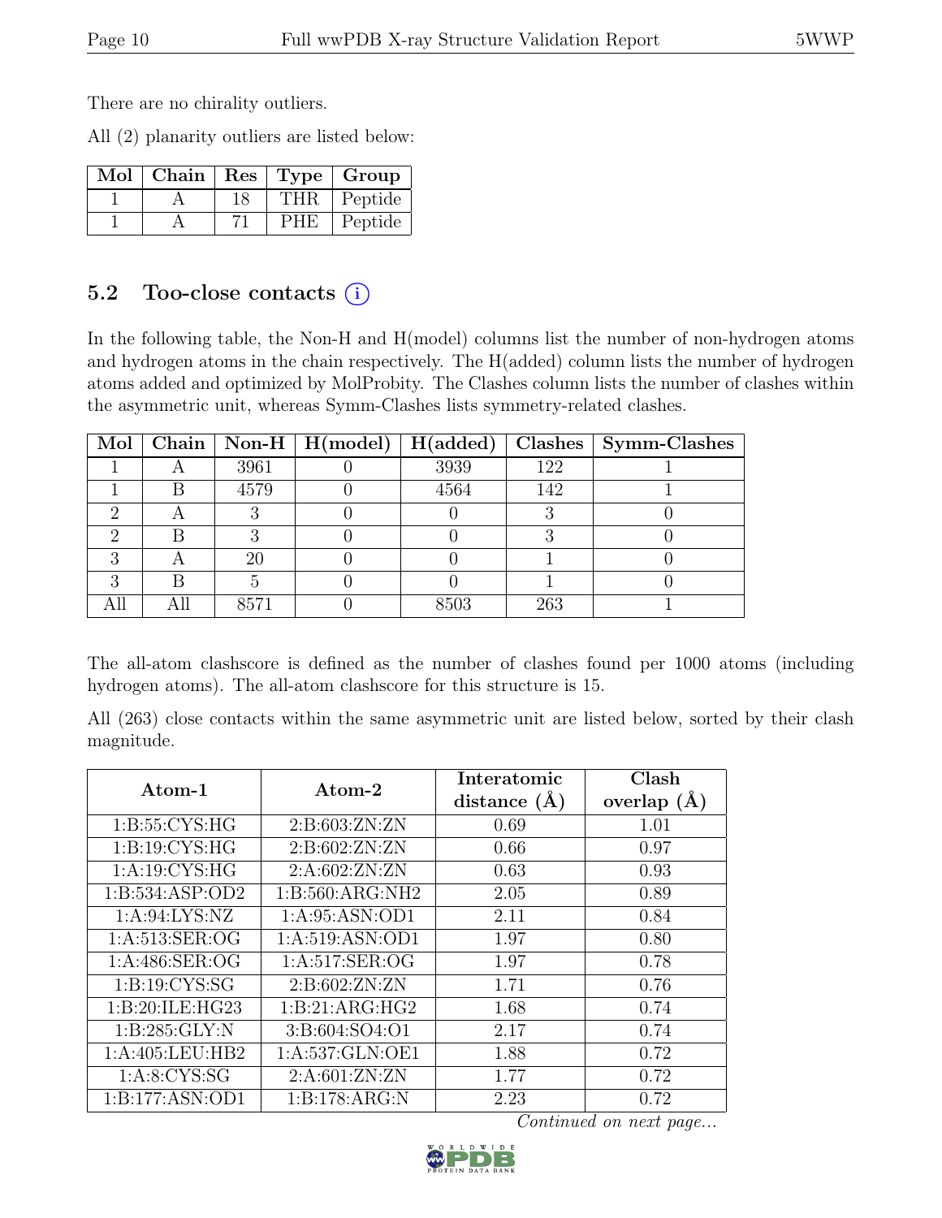There are no chirality outliers.

All (2) planarity outliers are listed below:

| Mol | Chain | Res | Type | Group |
|---|---|---|---|---|
| 1 | A | 18 | THR | Peptide |
| 1 | A | 71 | PHE | Peptide |

## 5.2 Too-close contacts

In the following table, the Non-H and H(model) columns list the number of non-hydrogen atoms and hydrogen atoms in the chain respectively. The H(added) column lists the number of hydrogen atoms added and optimized by MolProbity. The Clashes column lists the number of clashes within the asymmetric unit, whereas Symm-Clashes lists symmetry-related clashes.

| Mol | Chain | Non-H | H(model) | H(added) | Clashes | Symm-Clashes |
|---|---|---|---|---|---|---|
| 1 | A | 3961 | 0 | 3939 | 122 | 1 |
| 1 | B | 4579 | 0 | 4564 | 142 | 1 |
| 2 | A | 3 | 0 | 0 | 3 | 0 |
| 2 | B | 3 | 0 | 0 | 3 | 0 |
| 3 | A | 20 | 0 | 0 | 1 | 0 |
| 3 | B | 5 | 0 | 0 | 1 | 0 |
| All | All | 8571 | 0 | 8503 | 263 | 1 |

The all-atom clashscore is defined as the number of clashes found per 1000 atoms (including hydrogen atoms). The all-atom clashscore for this structure is 15.

All (263) close contacts within the same asymmetric unit are listed below, sorted by their clash magnitude.

| Atom-1 | Atom-2 | Interatomic distance (Å) | Clash overlap (Å) |
|---|---|---|---|
| 1:B:55:CYS:HG | 2:B:603:ZN:ZN | 0.69 | 1.01 |
| 1:B:19:CYS:HG | 2:B:602:ZN:ZN | 0.66 | 0.97 |
| 1:A:19:CYS:HG | 2:A:602:ZN:ZN | 0.63 | 0.93 |
| 1:B:534:ASP:OD2 | 1:B:560:ARG:NH2 | 2.05 | 0.89 |
| 1:A:94:LYS:NZ | 1:A:95:ASN:OD1 | 2.11 | 0.84 |
| 1:A:513:SER:OG | 1:A:519:ASN:OD1 | 1.97 | 0.80 |
| 1:A:486:SER:OG | 1:A:517:SER:OG | 1.97 | 0.78 |
| 1:B:19:CYS:SG | 2:B:602:ZN:ZN | 1.71 | 0.76 |
| 1:B:20:ILE:HG23 | 1:B:21:ARG:HG2 | 1.68 | 0.74 |
| 1:B:285:GLY:N | 3:B:604:SO4:O1 | 2.17 | 0.74 |
| 1:A:405:LEU:HB2 | 1:A:537:GLN:OE1 | 1.88 | 0.72 |
| 1:A:8:CYS:SG | 2:A:601:ZN:ZN | 1.77 | 0.72 |
| 1:B:177:ASN:OD1 | 1:B:178:ARG:N | 2.23 | 0.72 |

*Continued on next page...*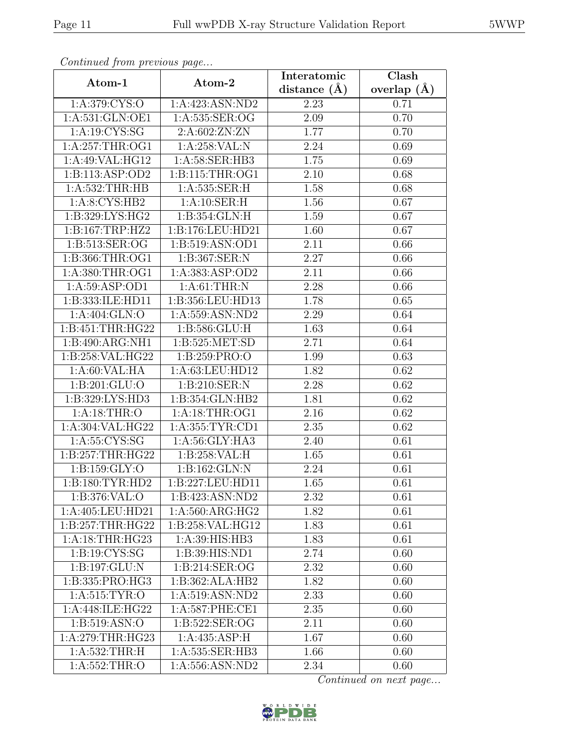*Continued from previous page...*

| Atom-1 | Atom-2 | Interatomic distance (Å) | Clash overlap (Å) |
| --- | --- | --- | --- |
| 1:A:379:CYS:O | 1:A:423:ASN:ND2 | 2.23 | 0.71 |
| 1:A:531:GLN:OE1 | 1:A:535:SER:OG | 2.09 | 0.70 |
| 1:A:19:CYS:SG | 2:A:602:ZN:ZN | 1.77 | 0.70 |
| 1:A:257:THR:OG1 | 1:A:258:VAL:N | 2.24 | 0.69 |
| 1:A:49:VAL:HG12 | 1:A:58:SER:HB3 | 1.75 | 0.69 |
| 1:B:113:ASP:OD2 | 1:B:115:THR:OG1 | 2.10 | 0.68 |
| 1:A:532:THR:HB | 1:A:535:SER:H | 1.58 | 0.68 |
| 1:A:8:CYS:HB2 | 1:A:10:SER:H | 1.56 | 0.67 |
| 1:B:329:LYS:HG2 | 1:B:354:GLN:H | 1.59 | 0.67 |
| 1:B:167:TRP:HZ2 | 1:B:176:LEU:HD21 | 1.60 | 0.67 |
| 1:B:513:SER:OG | 1:B:519:ASN:OD1 | 2.11 | 0.66 |
| 1:B:366:THR:OG1 | 1:B:367:SER:N | 2.27 | 0.66 |
| 1:A:380:THR:OG1 | 1:A:383:ASP:OD2 | 2.11 | 0.66 |
| 1:A:59:ASP:OD1 | 1:A:61:THR:N | 2.28 | 0.66 |
| 1:B:333:ILE:HD11 | 1:B:356:LEU:HD13 | 1.78 | 0.65 |
| 1:A:404:GLN:O | 1:A:559:ASN:ND2 | 2.29 | 0.64 |
| 1:B:451:THR:HG22 | 1:B:586:GLU:H | 1.63 | 0.64 |
| 1:B:490:ARG:NH1 | 1:B:525:MET:SD | 2.71 | 0.64 |
| 1:B:258:VAL:HG22 | 1:B:259:PRO:O | 1.99 | 0.63 |
| 1:A:60:VAL:HA | 1:A:63:LEU:HD12 | 1.82 | 0.62 |
| 1:B:201:GLU:O | 1:B:210:SER:N | 2.28 | 0.62 |
| 1:B:329:LYS:HD3 | 1:B:354:GLN:HB2 | 1.81 | 0.62 |
| 1:A:18:THR:O | 1:A:18:THR:OG1 | 2.16 | 0.62 |
| 1:A:304:VAL:HG22 | 1:A:355:TYR:CD1 | 2.35 | 0.62 |
| 1:A:55:CYS:SG | 1:A:56:GLY:HA3 | 2.40 | 0.61 |
| 1:B:257:THR:HG22 | 1:B:258:VAL:H | 1.65 | 0.61 |
| 1:B:159:GLY:O | 1:B:162:GLN:N | 2.24 | 0.61 |
| 1:B:180:TYR:HD2 | 1:B:227:LEU:HD11 | 1.65 | 0.61 |
| 1:B:376:VAL:O | 1:B:423:ASN:ND2 | 2.32 | 0.61 |
| 1:A:405:LEU:HD21 | 1:A:560:ARG:HG2 | 1.82 | 0.61 |
| 1:B:257:THR:HG22 | 1:B:258:VAL:HG12 | 1.83 | 0.61 |
| 1:A:18:THR:HG23 | 1:A:39:HIS:HB3 | 1.83 | 0.61 |
| 1:B:19:CYS:SG | 1:B:39:HIS:ND1 | 2.74 | 0.60 |
| 1:B:197:GLU:N | 1:B:214:SER:OG | 2.32 | 0.60 |
| 1:B:335:PRO:HG3 | 1:B:362:ALA:HB2 | 1.82 | 0.60 |
| 1:A:515:TYR:O | 1:A:519:ASN:ND2 | 2.33 | 0.60 |
| 1:A:448:ILE:HG22 | 1:A:587:PHE:CE1 | 2.35 | 0.60 |
| 1:B:519:ASN:O | 1:B:522:SER:OG | 2.11 | 0.60 |
| 1:A:279:THR:HG23 | 1:A:435:ASP:H | 1.67 | 0.60 |
| 1:A:532:THR:H | 1:A:535:SER:HB3 | 1.66 | 0.60 |
| 1:A:552:THR:O | 1:A:556:ASN:ND2 | 2.34 | 0.60 |

*Continued on next page...*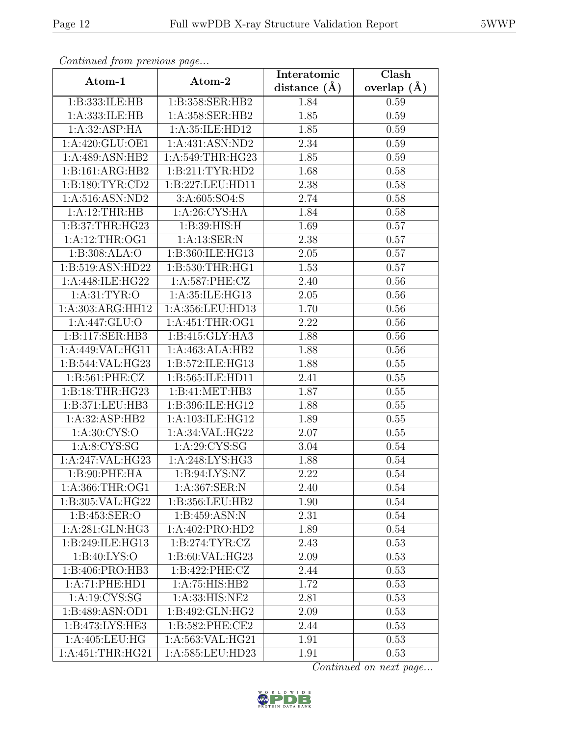*Continued from previous page...*

| Atom-1 | Atom-2 | Interatomic distance (Å) | Clash overlap (Å) |
|---|---|---|---|
| 1:B:333:ILE:HB | 1:B:358:SER:HB2 | 1.84 | 0.59 |
| 1:A:333:ILE:HB | 1:A:358:SER:HB2 | 1.85 | 0.59 |
| 1:A:32:ASP:HA | 1:A:35:ILE:HD12 | 1.85 | 0.59 |
| 1:A:420:GLU:OE1 | 1:A:431:ASN:ND2 | 2.34 | 0.59 |
| 1:A:489:ASN:HB2 | 1:A:549:THR:HG23 | 1.85 | 0.59 |
| 1:B:161:ARG:HB2 | 1:B:211:TYR:HD2 | 1.68 | 0.58 |
| 1:B:180:TYR:CD2 | 1:B:227:LEU:HD11 | 2.38 | 0.58 |
| 1:A:516:ASN:ND2 | 3:A:605:SO4:S | 2.74 | 0.58 |
| 1:A:12:THR:HB | 1:A:26:CYS:HA | 1.84 | 0.58 |
| 1:B:37:THR:HG23 | 1:B:39:HIS:H | 1.69 | 0.57 |
| 1:A:12:THR:OG1 | 1:A:13:SER:N | 2.38 | 0.57 |
| 1:B:308:ALA:O | 1:B:360:ILE:HG13 | 2.05 | 0.57 |
| 1:B:519:ASN:HD22 | 1:B:530:THR:HG1 | 1.53 | 0.57 |
| 1:A:448:ILE:HG22 | 1:A:587:PHE:CZ | 2.40 | 0.56 |
| 1:A:31:TYR:O | 1:A:35:ILE:HG13 | 2.05 | 0.56 |
| 1:A:303:ARG:HH12 | 1:A:356:LEU:HD13 | 1.70 | 0.56 |
| 1:A:447:GLU:O | 1:A:451:THR:OG1 | 2.22 | 0.56 |
| 1:B:117:SER:HB3 | 1:B:415:GLY:HA3 | 1.88 | 0.56 |
| 1:A:449:VAL:HG11 | 1:A:463:ALA:HB2 | 1.88 | 0.56 |
| 1:B:544:VAL:HG23 | 1:B:572:ILE:HG13 | 1.88 | 0.55 |
| 1:B:561:PHE:CZ | 1:B:565:ILE:HD11 | 2.41 | 0.55 |
| 1:B:18:THR:HG23 | 1:B:41:MET:HB3 | 1.87 | 0.55 |
| 1:B:371:LEU:HB3 | 1:B:396:ILE:HG12 | 1.88 | 0.55 |
| 1:A:32:ASP:HB2 | 1:A:103:ILE:HG12 | 1.89 | 0.55 |
| 1:A:30:CYS:O | 1:A:34:VAL:HG22 | 2.07 | 0.55 |
| 1:A:8:CYS:SG | 1:A:29:CYS:SG | 3.04 | 0.54 |
| 1:A:247:VAL:HG23 | 1:A:248:LYS:HG3 | 1.88 | 0.54 |
| 1:B:90:PHE:HA | 1:B:94:LYS:NZ | 2.22 | 0.54 |
| 1:A:366:THR:OG1 | 1:A:367:SER:N | 2.40 | 0.54 |
| 1:B:305:VAL:HG22 | 1:B:356:LEU:HB2 | 1.90 | 0.54 |
| 1:B:453:SER:O | 1:B:459:ASN:N | 2.31 | 0.54 |
| 1:A:281:GLN:HG3 | 1:A:402:PRO:HD2 | 1.89 | 0.54 |
| 1:B:249:ILE:HG13 | 1:B:274:TYR:CZ | 2.43 | 0.53 |
| 1:B:40:LYS:O | 1:B:60:VAL:HG23 | 2.09 | 0.53 |
| 1:B:406:PRO:HB3 | 1:B:422:PHE:CZ | 2.44 | 0.53 |
| 1:A:71:PHE:HD1 | 1:A:75:HIS:HB2 | 1.72 | 0.53 |
| 1:A:19:CYS:SG | 1:A:33:HIS:NE2 | 2.81 | 0.53 |
| 1:B:489:ASN:OD1 | 1:B:492:GLN:HG2 | 2.09 | 0.53 |
| 1:B:473:LYS:HE3 | 1:B:582:PHE:CE2 | 2.44 | 0.53 |
| 1:A:405:LEU:HG | 1:A:563:VAL:HG21 | 1.91 | 0.53 |
| 1:A:451:THR:HG21 | 1:A:585:LEU:HD23 | 1.91 | 0.53 |

*Continued on next page...*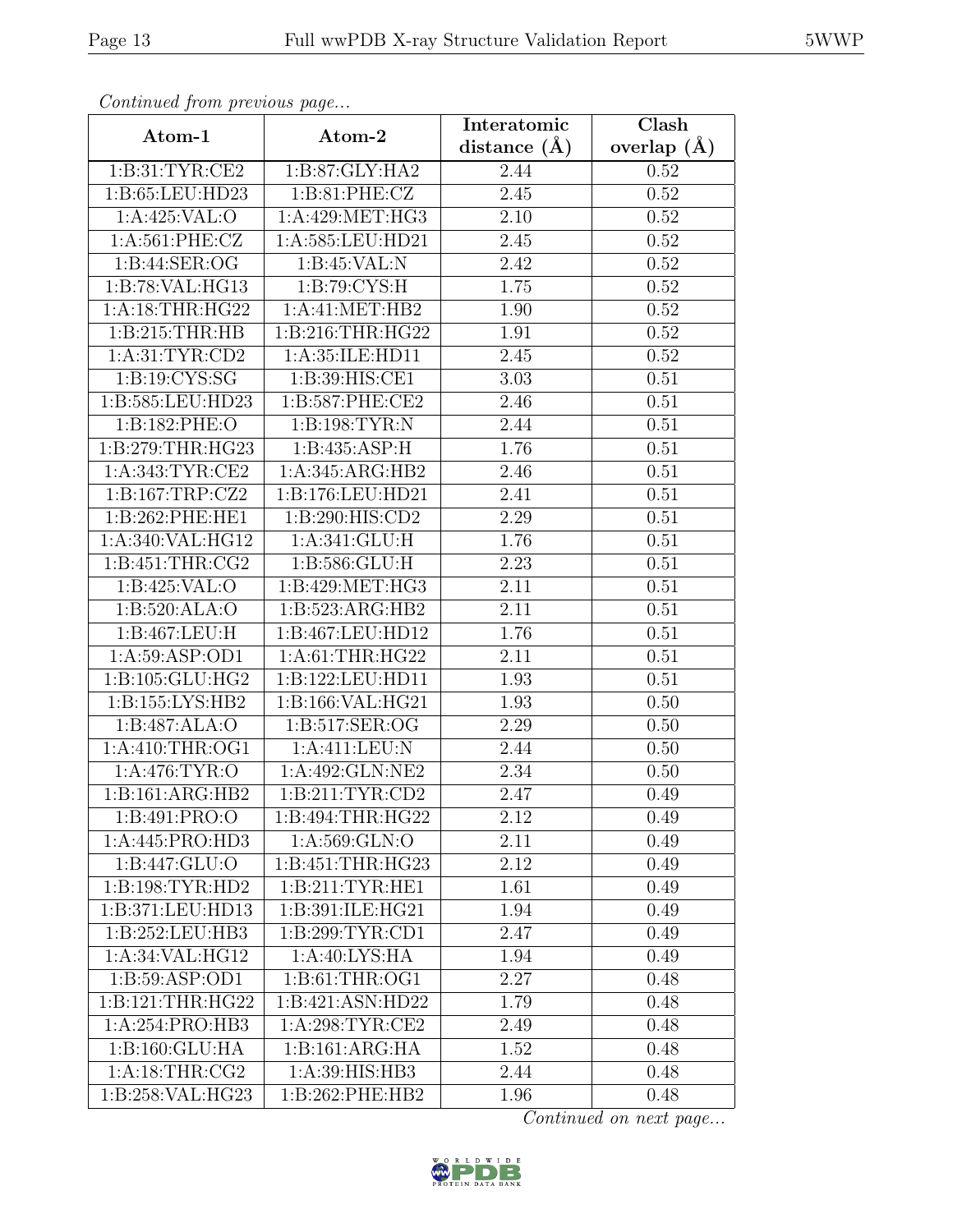*Continued from previous page...*

| Atom-1 | Atom-2 | Interatomic distance (Å) | Clash overlap (Å) |
|---|---|---|---|
| 1:B:31:TYR:CE2 | 1:B:87:GLY:HA2 | 2.44 | 0.52 |
| 1:B:65:LEU:HD23 | 1:B:81:PHE:CZ | 2.45 | 0.52 |
| 1:A:425:VAL:O | 1:A:429:MET:HG3 | 2.10 | 0.52 |
| 1:A:561:PHE:CZ | 1:A:585:LEU:HD21 | 2.45 | 0.52 |
| 1:B:44:SER:OG | 1:B:45:VAL:N | 2.42 | 0.52 |
| 1:B:78:VAL:HG13 | 1:B:79:CYS:H | 1.75 | 0.52 |
| 1:A:18:THR:HG22 | 1:A:41:MET:HB2 | 1.90 | 0.52 |
| 1:B:215:THR:HB | 1:B:216:THR:HG22 | 1.91 | 0.52 |
| 1:A:31:TYR:CD2 | 1:A:35:ILE:HD11 | 2.45 | 0.52 |
| 1:B:19:CYS:SG | 1:B:39:HIS:CE1 | 3.03 | 0.51 |
| 1:B:585:LEU:HD23 | 1:B:587:PHE:CE2 | 2.46 | 0.51 |
| 1:B:182:PHE:O | 1:B:198:TYR:N | 2.44 | 0.51 |
| 1:B:279:THR:HG23 | 1:B:435:ASP:H | 1.76 | 0.51 |
| 1:A:343:TYR:CE2 | 1:A:345:ARG:HB2 | 2.46 | 0.51 |
| 1:B:167:TRP:CZ2 | 1:B:176:LEU:HD21 | 2.41 | 0.51 |
| 1:B:262:PHE:HE1 | 1:B:290:HIS:CD2 | 2.29 | 0.51 |
| 1:A:340:VAL:HG12 | 1:A:341:GLU:H | 1.76 | 0.51 |
| 1:B:451:THR:CG2 | 1:B:586:GLU:H | 2.23 | 0.51 |
| 1:B:425:VAL:O | 1:B:429:MET:HG3 | 2.11 | 0.51 |
| 1:B:520:ALA:O | 1:B:523:ARG:HB2 | 2.11 | 0.51 |
| 1:B:467:LEU:H | 1:B:467:LEU:HD12 | 1.76 | 0.51 |
| 1:A:59:ASP:OD1 | 1:A:61:THR:HG22 | 2.11 | 0.51 |
| 1:B:105:GLU:HG2 | 1:B:122:LEU:HD11 | 1.93 | 0.51 |
| 1:B:155:LYS:HB2 | 1:B:166:VAL:HG21 | 1.93 | 0.50 |
| 1:B:487:ALA:O | 1:B:517:SER:OG | 2.29 | 0.50 |
| 1:A:410:THR:OG1 | 1:A:411:LEU:N | 2.44 | 0.50 |
| 1:A:476:TYR:O | 1:A:492:GLN:NE2 | 2.34 | 0.50 |
| 1:B:161:ARG:HB2 | 1:B:211:TYR:CD2 | 2.47 | 0.49 |
| 1:B:491:PRO:O | 1:B:494:THR:HG22 | 2.12 | 0.49 |
| 1:A:445:PRO:HD3 | 1:A:569:GLN:O | 2.11 | 0.49 |
| 1:B:447:GLU:O | 1:B:451:THR:HG23 | 2.12 | 0.49 |
| 1:B:198:TYR:HD2 | 1:B:211:TYR:HE1 | 1.61 | 0.49 |
| 1:B:371:LEU:HD13 | 1:B:391:ILE:HG21 | 1.94 | 0.49 |
| 1:B:252:LEU:HB3 | 1:B:299:TYR:CD1 | 2.47 | 0.49 |
| 1:A:34:VAL:HG12 | 1:A:40:LYS:HA | 1.94 | 0.49 |
| 1:B:59:ASP:OD1 | 1:B:61:THR:OG1 | 2.27 | 0.48 |
| 1:B:121:THR:HG22 | 1:B:421:ASN:HD22 | 1.79 | 0.48 |
| 1:A:254:PRO:HB3 | 1:A:298:TYR:CE2 | 2.49 | 0.48 |
| 1:B:160:GLU:HA | 1:B:161:ARG:HA | 1.52 | 0.48 |
| 1:A:18:THR:CG2 | 1:A:39:HIS:HB3 | 2.44 | 0.48 |
| 1:B:258:VAL:HG23 | 1:B:262:PHE:HB2 | 1.96 | 0.48 |

*Continued on next page...*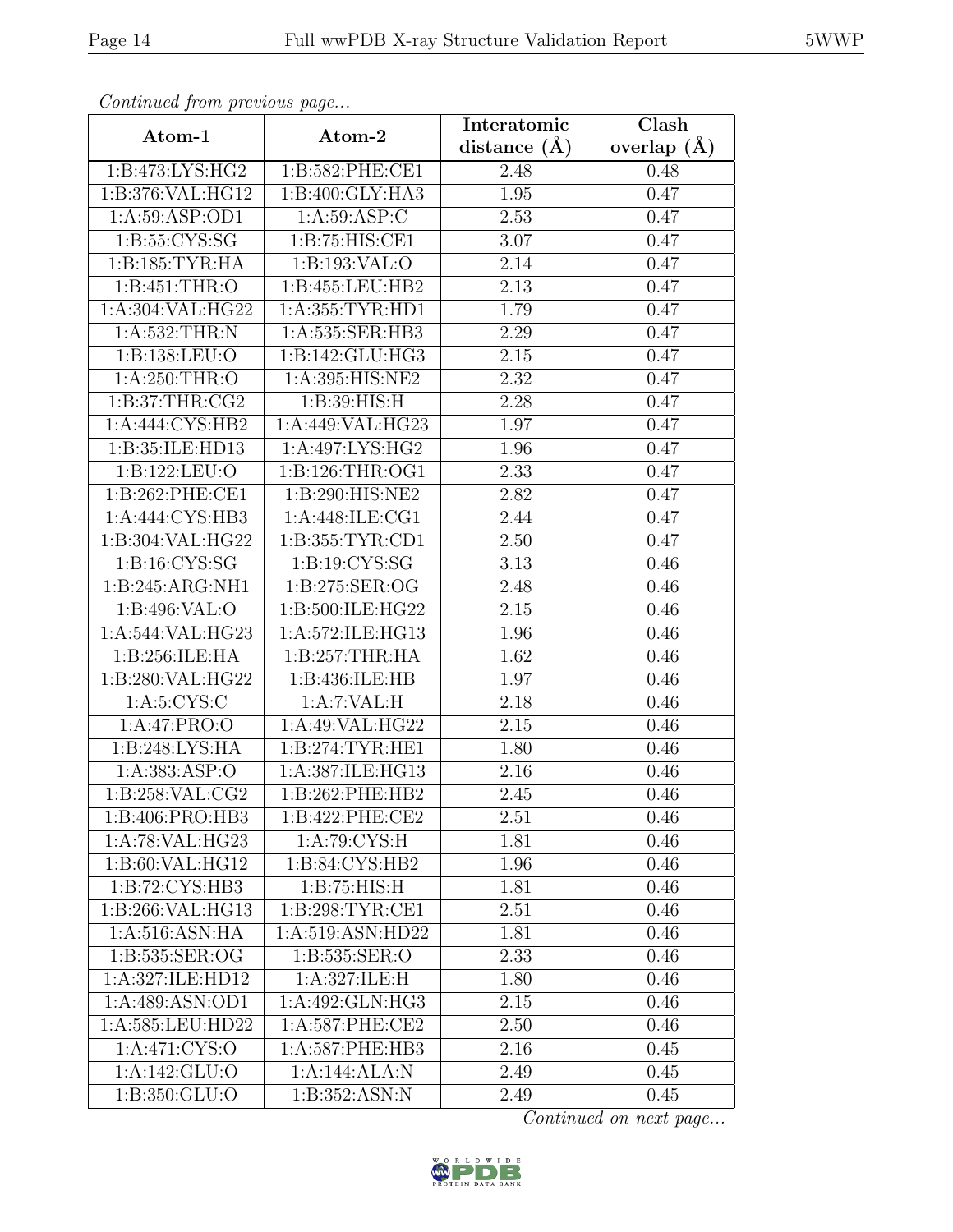*Continued from previous page...*

| Atom-1 | Atom-2 | Interatomic distance (Å) | Clash overlap (Å) |
| --- | --- | --- | --- |
| 1:B:473:LYS:HG2 | 1:B:582:PHE:CE1 | 2.48 | 0.48 |
| 1:B:376:VAL:HG12 | 1:B:400:GLY:HA3 | 1.95 | 0.47 |
| 1:A:59:ASP:OD1 | 1:A:59:ASP:C | 2.53 | 0.47 |
| 1:B:55:CYS:SG | 1:B:75:HIS:CE1 | 3.07 | 0.47 |
| 1:B:185:TYR:HA | 1:B:193:VAL:O | 2.14 | 0.47 |
| 1:B:451:THR:O | 1:B:455:LEU:HB2 | 2.13 | 0.47 |
| 1:A:304:VAL:HG22 | 1:A:355:TYR:HD1 | 1.79 | 0.47 |
| 1:A:532:THR:N | 1:A:535:SER:HB3 | 2.29 | 0.47 |
| 1:B:138:LEU:O | 1:B:142:GLU:HG3 | 2.15 | 0.47 |
| 1:A:250:THR:O | 1:A:395:HIS:NE2 | 2.32 | 0.47 |
| 1:B:37:THR:CG2 | 1:B:39:HIS:H | 2.28 | 0.47 |
| 1:A:444:CYS:HB2 | 1:A:449:VAL:HG23 | 1.97 | 0.47 |
| 1:B:35:ILE:HD13 | 1:A:497:LYS:HG2 | 1.96 | 0.47 |
| 1:B:122:LEU:O | 1:B:126:THR:OG1 | 2.33 | 0.47 |
| 1:B:262:PHE:CE1 | 1:B:290:HIS:NE2 | 2.82 | 0.47 |
| 1:A:444:CYS:HB3 | 1:A:448:ILE:CG1 | 2.44 | 0.47 |
| 1:B:304:VAL:HG22 | 1:B:355:TYR:CD1 | 2.50 | 0.47 |
| 1:B:16:CYS:SG | 1:B:19:CYS:SG | 3.13 | 0.46 |
| 1:B:245:ARG:NH1 | 1:B:275:SER:OG | 2.48 | 0.46 |
| 1:B:496:VAL:O | 1:B:500:ILE:HG22 | 2.15 | 0.46 |
| 1:A:544:VAL:HG23 | 1:A:572:ILE:HG13 | 1.96 | 0.46 |
| 1:B:256:ILE:HA | 1:B:257:THR:HA | 1.62 | 0.46 |
| 1:B:280:VAL:HG22 | 1:B:436:ILE:HB | 1.97 | 0.46 |
| 1:A:5:CYS:C | 1:A:7:VAL:H | 2.18 | 0.46 |
| 1:A:47:PRO:O | 1:A:49:VAL:HG22 | 2.15 | 0.46 |
| 1:B:248:LYS:HA | 1:B:274:TYR:HE1 | 1.80 | 0.46 |
| 1:A:383:ASP:O | 1:A:387:ILE:HG13 | 2.16 | 0.46 |
| 1:B:258:VAL:CG2 | 1:B:262:PHE:HB2 | 2.45 | 0.46 |
| 1:B:406:PRO:HB3 | 1:B:422:PHE:CE2 | 2.51 | 0.46 |
| 1:A:78:VAL:HG23 | 1:A:79:CYS:H | 1.81 | 0.46 |
| 1:B:60:VAL:HG12 | 1:B:84:CYS:HB2 | 1.96 | 0.46 |
| 1:B:72:CYS:HB3 | 1:B:75:HIS:H | 1.81 | 0.46 |
| 1:B:266:VAL:HG13 | 1:B:298:TYR:CE1 | 2.51 | 0.46 |
| 1:A:516:ASN:HA | 1:A:519:ASN:HD22 | 1.81 | 0.46 |
| 1:B:535:SER:OG | 1:B:535:SER:O | 2.33 | 0.46 |
| 1:A:327:ILE:HD12 | 1:A:327:ILE:H | 1.80 | 0.46 |
| 1:A:489:ASN:OD1 | 1:A:492:GLN:HG3 | 2.15 | 0.46 |
| 1:A:585:LEU:HD22 | 1:A:587:PHE:CE2 | 2.50 | 0.46 |
| 1:A:471:CYS:O | 1:A:587:PHE:HB3 | 2.16 | 0.45 |
| 1:A:142:GLU:O | 1:A:144:ALA:N | 2.49 | 0.45 |
| 1:B:350:GLU:O | 1:B:352:ASN:N | 2.49 | 0.45 |

*Continued on next page...*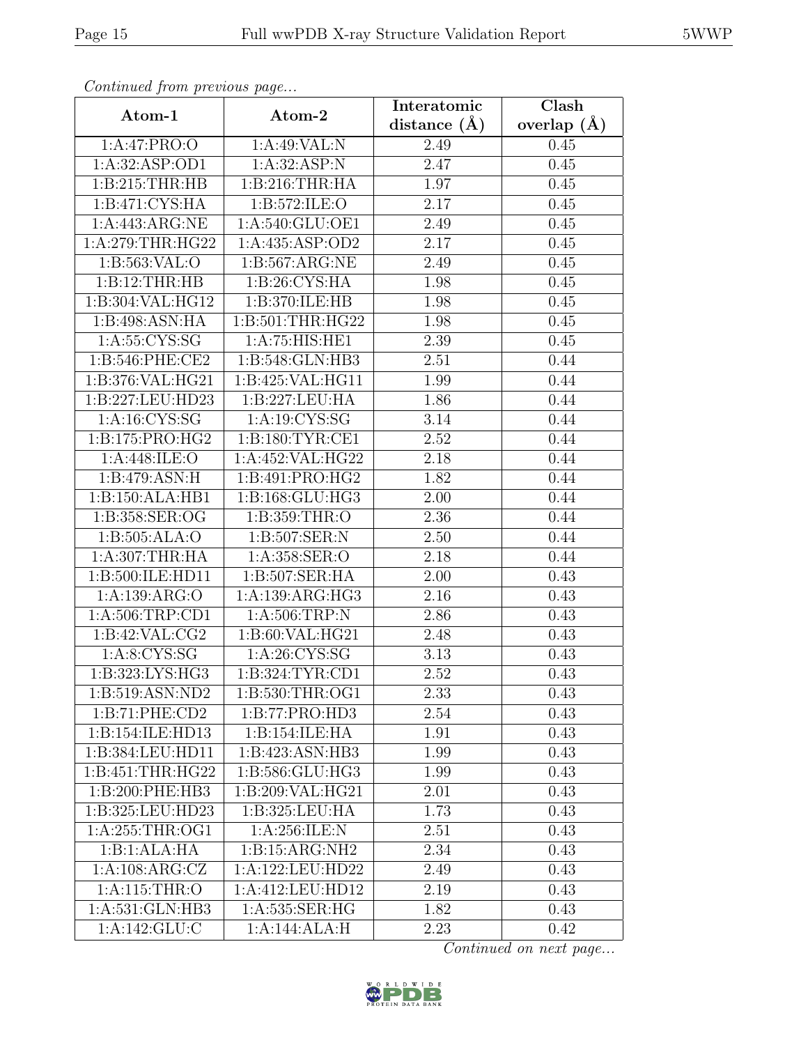*Continued from previous page...*

| Atom-1 | Atom-2 | Interatomic distance (Å) | Clash overlap (Å) |
|---|---|---|---|
| 1:A:47:PRO:O | 1:A:49:VAL:N | 2.49 | 0.45 |
| 1:A:32:ASP:OD1 | 1:A:32:ASP:N | 2.47 | 0.45 |
| 1:B:215:THR:HB | 1:B:216:THR:HA | 1.97 | 0.45 |
| 1:B:471:CYS:HA | 1:B:572:ILE:O | 2.17 | 0.45 |
| 1:A:443:ARG:NE | 1:A:540:GLU:OE1 | 2.49 | 0.45 |
| 1:A:279:THR:HG22 | 1:A:435:ASP:OD2 | 2.17 | 0.45 |
| 1:B:563:VAL:O | 1:B:567:ARG:NE | 2.49 | 0.45 |
| 1:B:12:THR:HB | 1:B:26:CYS:HA | 1.98 | 0.45 |
| 1:B:304:VAL:HG12 | 1:B:370:ILE:HB | 1.98 | 0.45 |
| 1:B:498:ASN:HA | 1:B:501:THR:HG22 | 1.98 | 0.45 |
| 1:A:55:CYS:SG | 1:A:75:HIS:HE1 | 2.39 | 0.45 |
| 1:B:546:PHE:CE2 | 1:B:548:GLN:HB3 | 2.51 | 0.44 |
| 1:B:376:VAL:HG21 | 1:B:425:VAL:HG11 | 1.99 | 0.44 |
| 1:B:227:LEU:HD23 | 1:B:227:LEU:HA | 1.86 | 0.44 |
| 1:A:16:CYS:SG | 1:A:19:CYS:SG | 3.14 | 0.44 |
| 1:B:175:PRO:HG2 | 1:B:180:TYR:CE1 | 2.52 | 0.44 |
| 1:A:448:ILE:O | 1:A:452:VAL:HG22 | 2.18 | 0.44 |
| 1:B:479:ASN:H | 1:B:491:PRO:HG2 | 1.82 | 0.44 |
| 1:B:150:ALA:HB1 | 1:B:168:GLU:HG3 | 2.00 | 0.44 |
| 1:B:358:SER:OG | 1:B:359:THR:O | 2.36 | 0.44 |
| 1:B:505:ALA:O | 1:B:507:SER:N | 2.50 | 0.44 |
| 1:A:307:THR:HA | 1:A:358:SER:O | 2.18 | 0.44 |
| 1:B:500:ILE:HD11 | 1:B:507:SER:HA | 2.00 | 0.43 |
| 1:A:139:ARG:O | 1:A:139:ARG:HG3 | 2.16 | 0.43 |
| 1:A:506:TRP:CD1 | 1:A:506:TRP:N | 2.86 | 0.43 |
| 1:B:42:VAL:CG2 | 1:B:60:VAL:HG21 | 2.48 | 0.43 |
| 1:A:8:CYS:SG | 1:A:26:CYS:SG | 3.13 | 0.43 |
| 1:B:323:LYS:HG3 | 1:B:324:TYR:CD1 | 2.52 | 0.43 |
| 1:B:519:ASN:ND2 | 1:B:530:THR:OG1 | 2.33 | 0.43 |
| 1:B:71:PHE:CD2 | 1:B:77:PRO:HD3 | 2.54 | 0.43 |
| 1:B:154:ILE:HD13 | 1:B:154:ILE:HA | 1.91 | 0.43 |
| 1:B:384:LEU:HD11 | 1:B:423:ASN:HB3 | 1.99 | 0.43 |
| 1:B:451:THR:HG22 | 1:B:586:GLU:HG3 | 1.99 | 0.43 |
| 1:B:200:PHE:HB3 | 1:B:209:VAL:HG21 | 2.01 | 0.43 |
| 1:B:325:LEU:HD23 | 1:B:325:LEU:HA | 1.73 | 0.43 |
| 1:A:255:THR:OG1 | 1:A:256:ILE:N | 2.51 | 0.43 |
| 1:B:1:ALA:HA | 1:B:15:ARG:NH2 | 2.34 | 0.43 |
| 1:A:108:ARG:CZ | 1:A:122:LEU:HD22 | 2.49 | 0.43 |
| 1:A:115:THR:O | 1:A:412:LEU:HD12 | 2.19 | 0.43 |
| 1:A:531:GLN:HB3 | 1:A:535:SER:HG | 1.82 | 0.43 |
| 1:A:142:GLU:C | 1:A:144:ALA:H | 2.23 | 0.42 |

*Continued on next page...*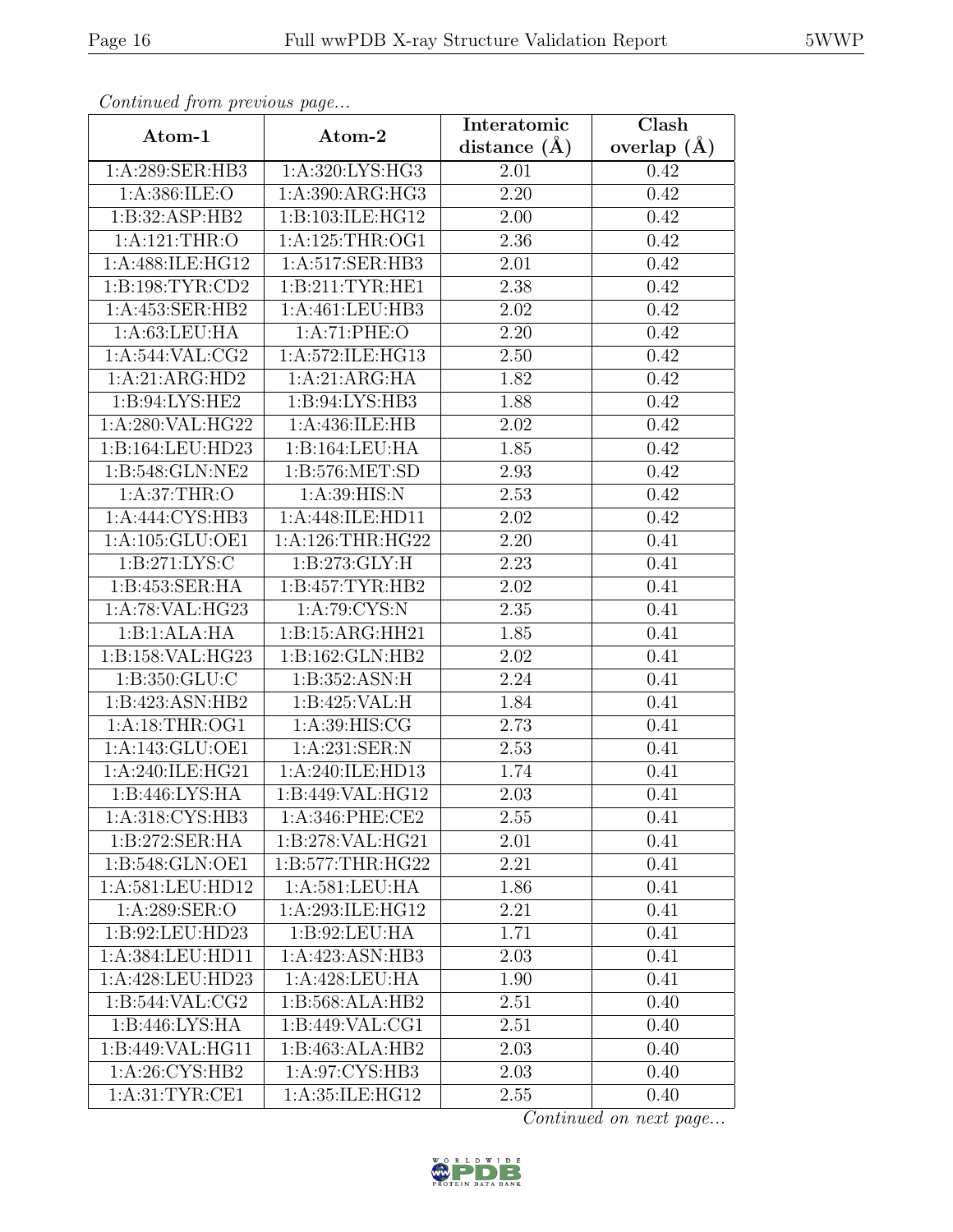*Continued from previous page...*

| Atom-1 | Atom-2 | Interatomic distance (Å) | Clash overlap (Å) |
|---|---|---|---|
| 1:A:289:SER:HB3 | 1:A:320:LYS:HG3 | 2.01 | 0.42 |
| 1:A:386:ILE:O | 1:A:390:ARG:HG3 | 2.20 | 0.42 |
| 1:B:32:ASP:HB2 | 1:B:103:ILE:HG12 | 2.00 | 0.42 |
| 1:A:121:THR:O | 1:A:125:THR:OG1 | 2.36 | 0.42 |
| 1:A:488:ILE:HG12 | 1:A:517:SER:HB3 | 2.01 | 0.42 |
| 1:B:198:TYR:CD2 | 1:B:211:TYR:HE1 | 2.38 | 0.42 |
| 1:A:453:SER:HB2 | 1:A:461:LEU:HB3 | 2.02 | 0.42 |
| 1:A:63:LEU:HA | 1:A:71:PHE:O | 2.20 | 0.42 |
| 1:A:544:VAL:CG2 | 1:A:572:ILE:HG13 | 2.50 | 0.42 |
| 1:A:21:ARG:HD2 | 1:A:21:ARG:HA | 1.82 | 0.42 |
| 1:B:94:LYS:HE2 | 1:B:94:LYS:HB3 | 1.88 | 0.42 |
| 1:A:280:VAL:HG22 | 1:A:436:ILE:HB | 2.02 | 0.42 |
| 1:B:164:LEU:HD23 | 1:B:164:LEU:HA | 1.85 | 0.42 |
| 1:B:548:GLN:NE2 | 1:B:576:MET:SD | 2.93 | 0.42 |
| 1:A:37:THR:O | 1:A:39:HIS:N | 2.53 | 0.42 |
| 1:A:444:CYS:HB3 | 1:A:448:ILE:HD11 | 2.02 | 0.42 |
| 1:A:105:GLU:OE1 | 1:A:126:THR:HG22 | 2.20 | 0.41 |
| 1:B:271:LYS:C | 1:B:273:GLY:H | 2.23 | 0.41 |
| 1:B:453:SER:HA | 1:B:457:TYR:HB2 | 2.02 | 0.41 |
| 1:A:78:VAL:HG23 | 1:A:79:CYS:N | 2.35 | 0.41 |
| 1:B:1:ALA:HA | 1:B:15:ARG:HH21 | 1.85 | 0.41 |
| 1:B:158:VAL:HG23 | 1:B:162:GLN:HB2 | 2.02 | 0.41 |
| 1:B:350:GLU:C | 1:B:352:ASN:H | 2.24 | 0.41 |
| 1:B:423:ASN:HB2 | 1:B:425:VAL:H | 1.84 | 0.41 |
| 1:A:18:THR:OG1 | 1:A:39:HIS:CG | 2.73 | 0.41 |
| 1:A:143:GLU:OE1 | 1:A:231:SER:N | 2.53 | 0.41 |
| 1:A:240:ILE:HG21 | 1:A:240:ILE:HD13 | 1.74 | 0.41 |
| 1:B:446:LYS:HA | 1:B:449:VAL:HG12 | 2.03 | 0.41 |
| 1:A:318:CYS:HB3 | 1:A:346:PHE:CE2 | 2.55 | 0.41 |
| 1:B:272:SER:HA | 1:B:278:VAL:HG21 | 2.01 | 0.41 |
| 1:B:548:GLN:OE1 | 1:B:577:THR:HG22 | 2.21 | 0.41 |
| 1:A:581:LEU:HD12 | 1:A:581:LEU:HA | 1.86 | 0.41 |
| 1:A:289:SER:O | 1:A:293:ILE:HG12 | 2.21 | 0.41 |
| 1:B:92:LEU:HD23 | 1:B:92:LEU:HA | 1.71 | 0.41 |
| 1:A:384:LEU:HD11 | 1:A:423:ASN:HB3 | 2.03 | 0.41 |
| 1:A:428:LEU:HD23 | 1:A:428:LEU:HA | 1.90 | 0.41 |
| 1:B:544:VAL:CG2 | 1:B:568:ALA:HB2 | 2.51 | 0.40 |
| 1:B:446:LYS:HA | 1:B:449:VAL:CG1 | 2.51 | 0.40 |
| 1:B:449:VAL:HG11 | 1:B:463:ALA:HB2 | 2.03 | 0.40 |
| 1:A:26:CYS:HB2 | 1:A:97:CYS:HB3 | 2.03 | 0.40 |
| 1:A:31:TYR:CE1 | 1:A:35:ILE:HG12 | 2.55 | 0.40 |

*Continued on next page...*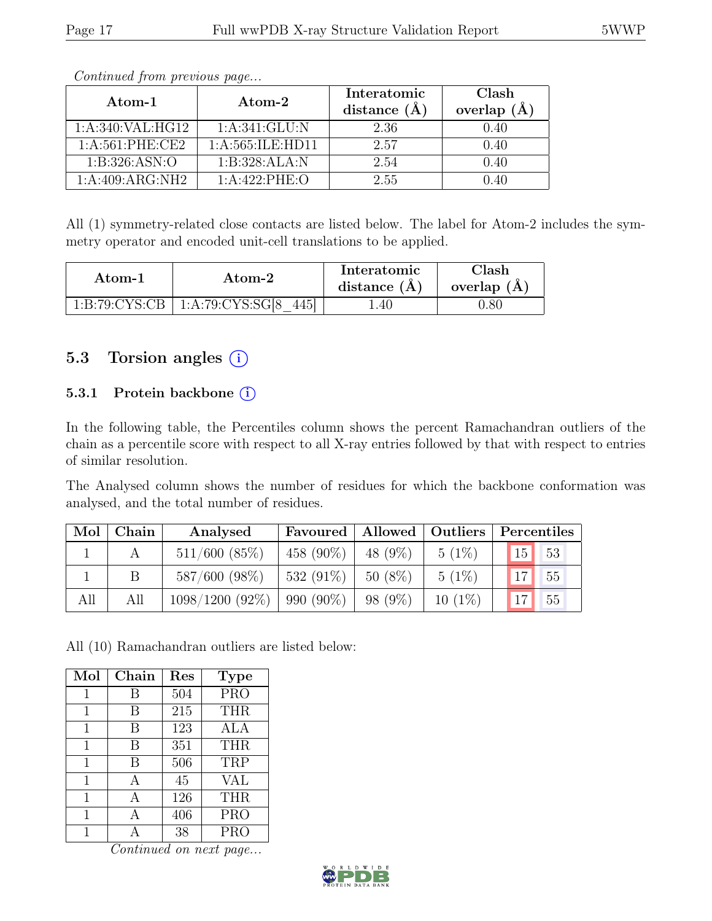*Continued from previous page...*

| Atom-1 | Atom-2 | Interatomic distance (Å) | Clash overlap (Å) |
|---|---|---|---|
| 1:A:340:VAL:HG12 | 1:A:341:GLU:N | 2.36 | 0.40 |
| 1:A:561:PHE:CE2 | 1:A:565:ILE:HD11 | 2.57 | 0.40 |
| 1:B:326:ASN:O | 1:B:328:ALA:N | 2.54 | 0.40 |
| 1:A:409:ARG:NH2 | 1:A:422:PHE:O | 2.55 | 0.40 |

All (1) symmetry-related close contacts are listed below. The label for Atom-2 includes the symmetry operator and encoded unit-cell translations to be applied.

| Atom-1 | Atom-2 | Interatomic distance (Å) | Clash overlap (Å) |
|---|---|---|---|
| 1:B:79:CYS:CB | 1:A:79:CYS:SG[8_445] | 1.40 | 0.80 |

## 5.3 Torsion angles (i)

### 5.3.1 Protein backbone (i)

In the following table, the Percentiles column shows the percent Ramachandran outliers of the chain as a percentile score with respect to all X-ray entries followed by that with respect to entries of similar resolution.

The Analysed column shows the number of residues for which the backbone conformation was analysed, and the total number of residues.

| Mol | Chain | Analysed | Favoured | Allowed | Outliers | Percentiles | |
|---|---|---|---|---|---|---|---|
| 1 | A | 511/600 (85%) | 458 (90%) | 48 (9%) | 5 (1%) | 15 | 53 |
| 1 | B | 587/600 (98%) | 532 (91%) | 50 (8%) | 5 (1%) | 17 | 55 |
| All | All | 1098/1200 (92%) | 990 (90%) | 98 (9%) | 10 (1%) | 17 | 55 |

All (10) Ramachandran outliers are listed below:

| Mol | Chain | Res | Type |
|---|---|---|---|
| 1 | B | 504 | PRO |
| 1 | B | 215 | THR |
| 1 | B | 123 | ALA |
| 1 | B | 351 | THR |
| 1 | B | 506 | TRP |
| 1 | A | 45 | VAL |
| 1 | A | 126 | THR |
| 1 | A | 406 | PRO |
| 1 | A | 38 | PRO |

*Continued on next page...*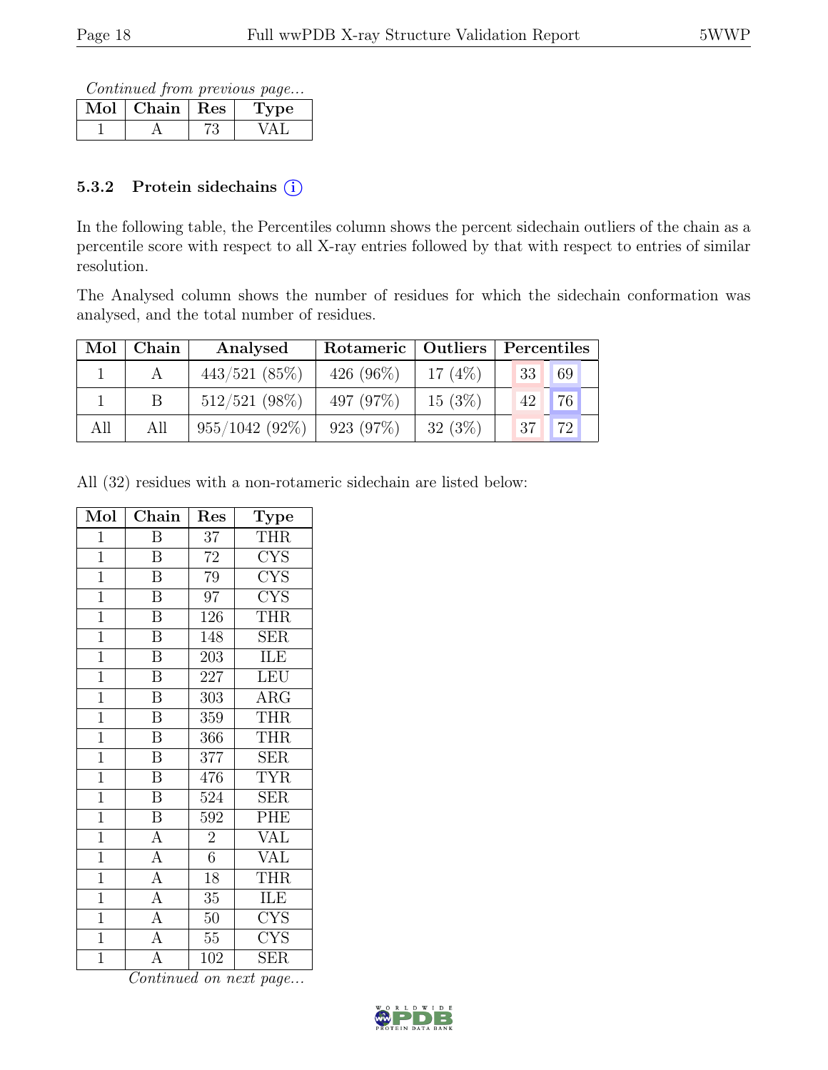*Continued from previous page...*

| Mol | Chain | Res | Type |
|---|---|---|---|
| 1 | A | 73 | VAL |

### 5.3.2 Protein sidechains

In the following table, the Percentiles column shows the percent sidechain outliers of the chain as a percentile score with respect to all X-ray entries followed by that with respect to entries of similar resolution.

The Analysed column shows the number of residues for which the sidechain conformation was analysed, and the total number of residues.

| Mol | Chain | Analysed | Rotameric | Outliers | Percentiles | |
|---|---|---|---|---|---|---|
| 1 | A | 443/521 (85%) | 426 (96%) | 17 (4%) | 33 | 69 |
| 1 | B | 512/521 (98%) | 497 (97%) | 15 (3%) | 42 | 76 |
| All | All | 955/1042 (92%) | 923 (97%) | 32 (3%) | 37 | 72 |

All (32) residues with a non-rotameric sidechain are listed below:

| Mol | Chain | Res | Type |
|---|---|---|---|
| 1 | B | 37 | THR |
| 1 | B | 72 | CYS |
| 1 | B | 79 | CYS |
| 1 | B | 97 | CYS |
| 1 | B | 126 | THR |
| 1 | B | 148 | SER |
| 1 | B | 203 | ILE |
| 1 | B | 227 | LEU |
| 1 | B | 303 | ARG |
| 1 | B | 359 | THR |
| 1 | B | 366 | THR |
| 1 | B | 377 | SER |
| 1 | B | 476 | TYR |
| 1 | B | 524 | SER |
| 1 | B | 592 | PHE |
| 1 | A | 2 | VAL |
| 1 | A | 6 | VAL |
| 1 | A | 18 | THR |
| 1 | A | 35 | ILE |
| 1 | A | 50 | CYS |
| 1 | A | 55 | CYS |
| 1 | A | 102 | SER |

*Continued on next page...*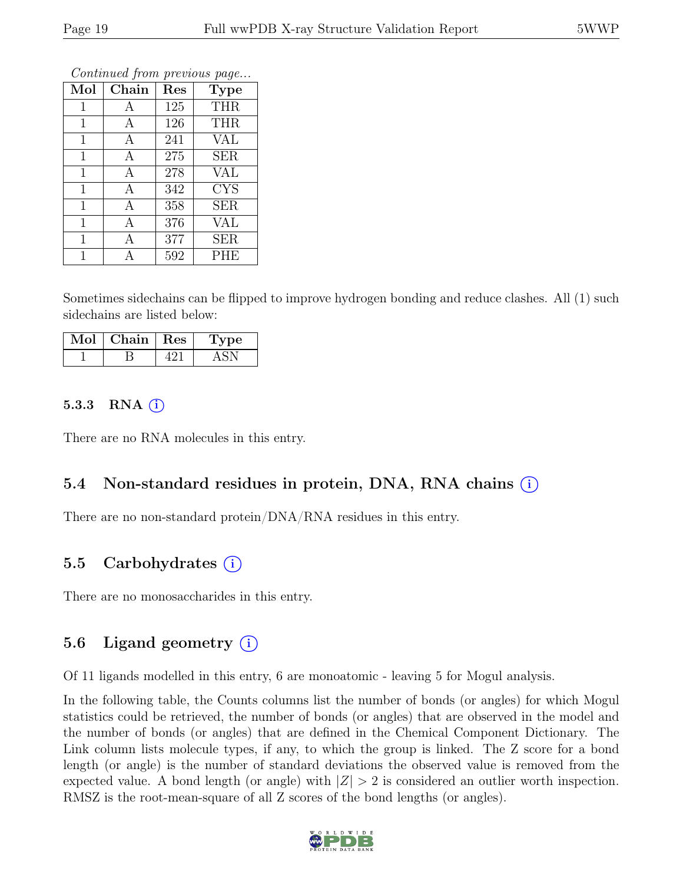*Continued from previous page...*

| Mol | Chain | Res | Type |
|---|---|---|---|
| 1 | A | 125 | THR |
| 1 | A | 126 | THR |
| 1 | A | 241 | VAL |
| 1 | A | 275 | SER |
| 1 | A | 278 | VAL |
| 1 | A | 342 | CYS |
| 1 | A | 358 | SER |
| 1 | A | 376 | VAL |
| 1 | A | 377 | SER |
| 1 | A | 592 | PHE |

Sometimes sidechains can be flipped to improve hydrogen bonding and reduce clashes. All (1) such sidechains are listed below:

| Mol | Chain | Res | Type |
|---|---|---|---|
| 1 | B | 421 | ASN |

### 5.3.3 RNA (i)

There are no RNA molecules in this entry.

## 5.4 Non-standard residues in protein, DNA, RNA chains (i)

There are no non-standard protein/DNA/RNA residues in this entry.

## 5.5 Carbohydrates (i)

There are no monosaccharides in this entry.

## 5.6 Ligand geometry (i)

Of 11 ligands modelled in this entry, 6 are monoatomic - leaving 5 for Mogul analysis.

In the following table, the Counts columns list the number of bonds (or angles) for which Mogul statistics could be retrieved, the number of bonds (or angles) that are observed in the model and the number of bonds (or angles) that are defined in the Chemical Component Dictionary. The Link column lists molecule types, if any, to which the group is linked. The Z score for a bond length (or angle) is the number of standard deviations the observed value is removed from the expected value. A bond length (or angle) with $|Z| > 2$ is considered an outlier worth inspection. RMSZ is the root-mean-square of all Z scores of the bond lengths (or angles).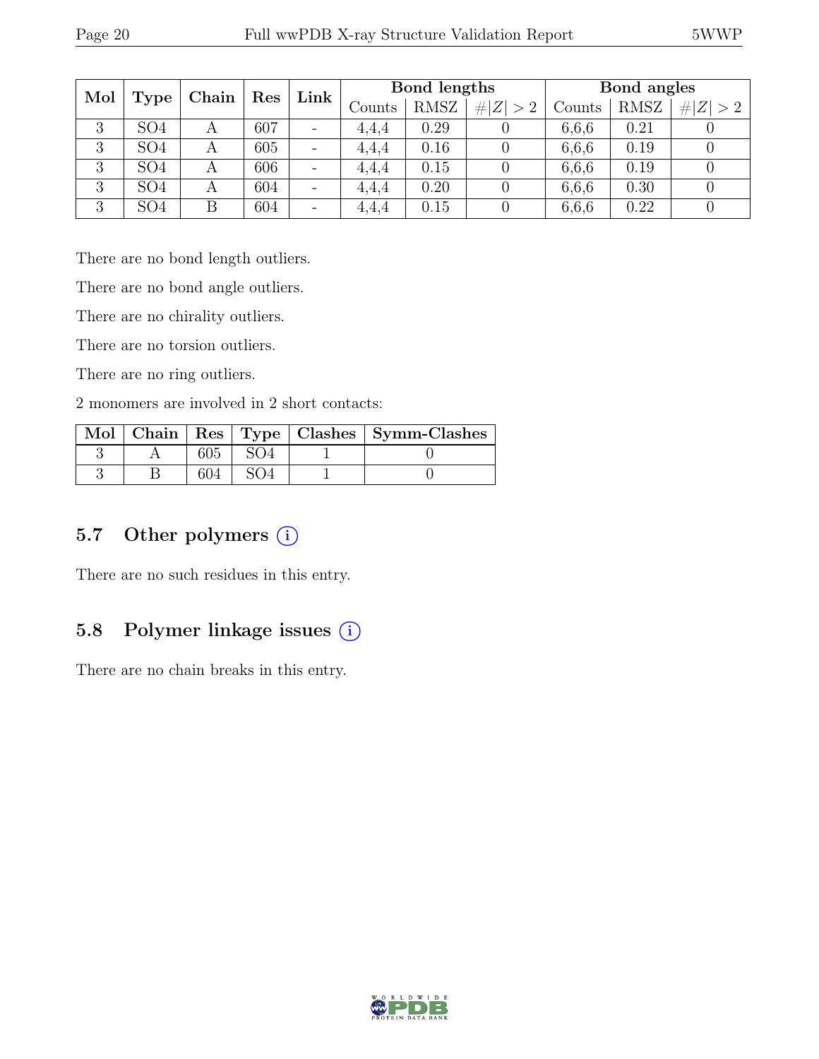| Mol | Type | Chain | Res | Link | Bond lengths | | | Bond angles | | |
|---|---|---|---|---|---|---|---|---|---|---|
| | | | | | Counts | RMSZ | $\#\|Z\|>2$ | Counts | RMSZ | $\#\|Z\|>2$ |
| 3 | SO4 | A | 607 | - | 4,4,4 | 0.29 | 0 | 6,6,6 | 0.21 | 0 |
| 3 | SO4 | A | 605 | - | 4,4,4 | 0.16 | 0 | 6,6,6 | 0.19 | 0 |
| 3 | SO4 | A | 606 | - | 4,4,4 | 0.15 | 0 | 6,6,6 | 0.19 | 0 |
| 3 | SO4 | A | 604 | - | 4,4,4 | 0.20 | 0 | 6,6,6 | 0.30 | 0 |
| 3 | SO4 | B | 604 | - | 4,4,4 | 0.15 | 0 | 6,6,6 | 0.22 | 0 |

There are no bond length outliers.

There are no bond angle outliers.

There are no chirality outliers.

There are no torsion outliers.

There are no ring outliers.

2 monomers are involved in 2 short contacts:

| Mol | Chain | Res | Type | Clashes | Symm-Clashes |
|---|---|---|---|---|---|
| 3 | A | 605 | SO4 | 1 | 0 |
| 3 | B | 604 | SO4 | 1 | 0 |

## 5.7 Other polymers (i)

There are no such residues in this entry.

## 5.8 Polymer linkage issues (i)

There are no chain breaks in this entry.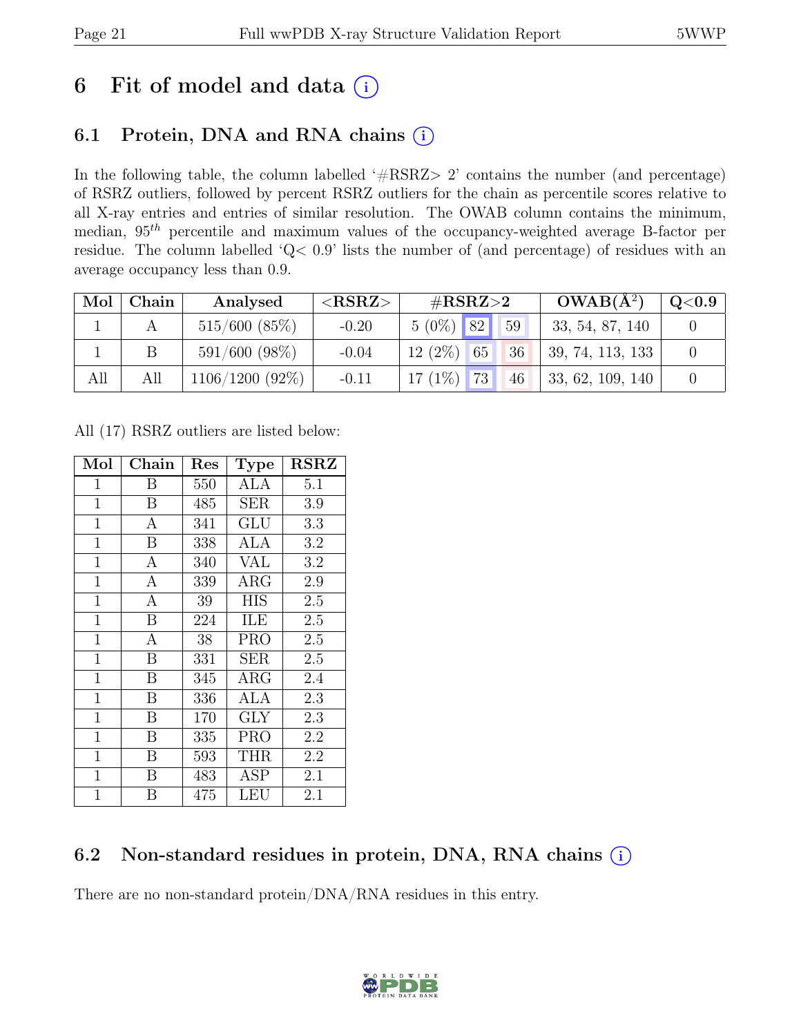# 6 Fit of model and data (i)

## 6.1 Protein, DNA and RNA chains (i)

In the following table, the column labelled '#RSRZ> 2' contains the number (and percentage) of RSRZ outliers, followed by percent RSRZ outliers for the chain as percentile scores relative to all X-ray entries and entries of similar resolution. The OWAB column contains the minimum, median, $95^{th}$ percentile and maximum values of the occupancy-weighted average B-factor per residue. The column labelled 'Q< 0.9' lists the number of (and percentage) of residues with an average occupancy less than 0.9.

| Mol | Chain | Analysed | <RSRZ> | #RSRZ>2 | | | OWAB(Å$^2$) | Q<0.9 |
|---|---|---|---|---|---|---|---|---|
| 1 | A | 515/600 (85%) | -0.20 | 5 (0%) | 82 | 59 | 33, 54, 87, 140 | 0 |
| 1 | B | 591/600 (98%) | -0.04 | 12 (2%) | 65 | 36 | 39, 74, 113, 133 | 0 |
| All | All | 1106/1200 (92%) | -0.11 | 17 (1%) | 73 | 46 | 33, 62, 109, 140 | 0 |

All (17) RSRZ outliers are listed below:

| Mol | Chain | Res | Type | RSRZ |
|---|---|---|---|---|
| 1 | B | 550 | ALA | 5.1 |
| 1 | B | 485 | SER | 3.9 |
| 1 | A | 341 | GLU | 3.3 |
| 1 | B | 338 | ALA | 3.2 |
| 1 | A | 340 | VAL | 3.2 |
| 1 | A | 339 | ARG | 2.9 |
| 1 | A | 39 | HIS | 2.5 |
| 1 | B | 224 | ILE | 2.5 |
| 1 | A | 38 | PRO | 2.5 |
| 1 | B | 331 | SER | 2.5 |
| 1 | B | 345 | ARG | 2.4 |
| 1 | B | 336 | ALA | 2.3 |
| 1 | B | 170 | GLY | 2.3 |
| 1 | B | 335 | PRO | 2.2 |
| 1 | B | 593 | THR | 2.2 |
| 1 | B | 483 | ASP | 2.1 |
| 1 | B | 475 | LEU | 2.1 |

## 6.2 Non-standard residues in protein, DNA, RNA chains (i)

There are no non-standard protein/DNA/RNA residues in this entry.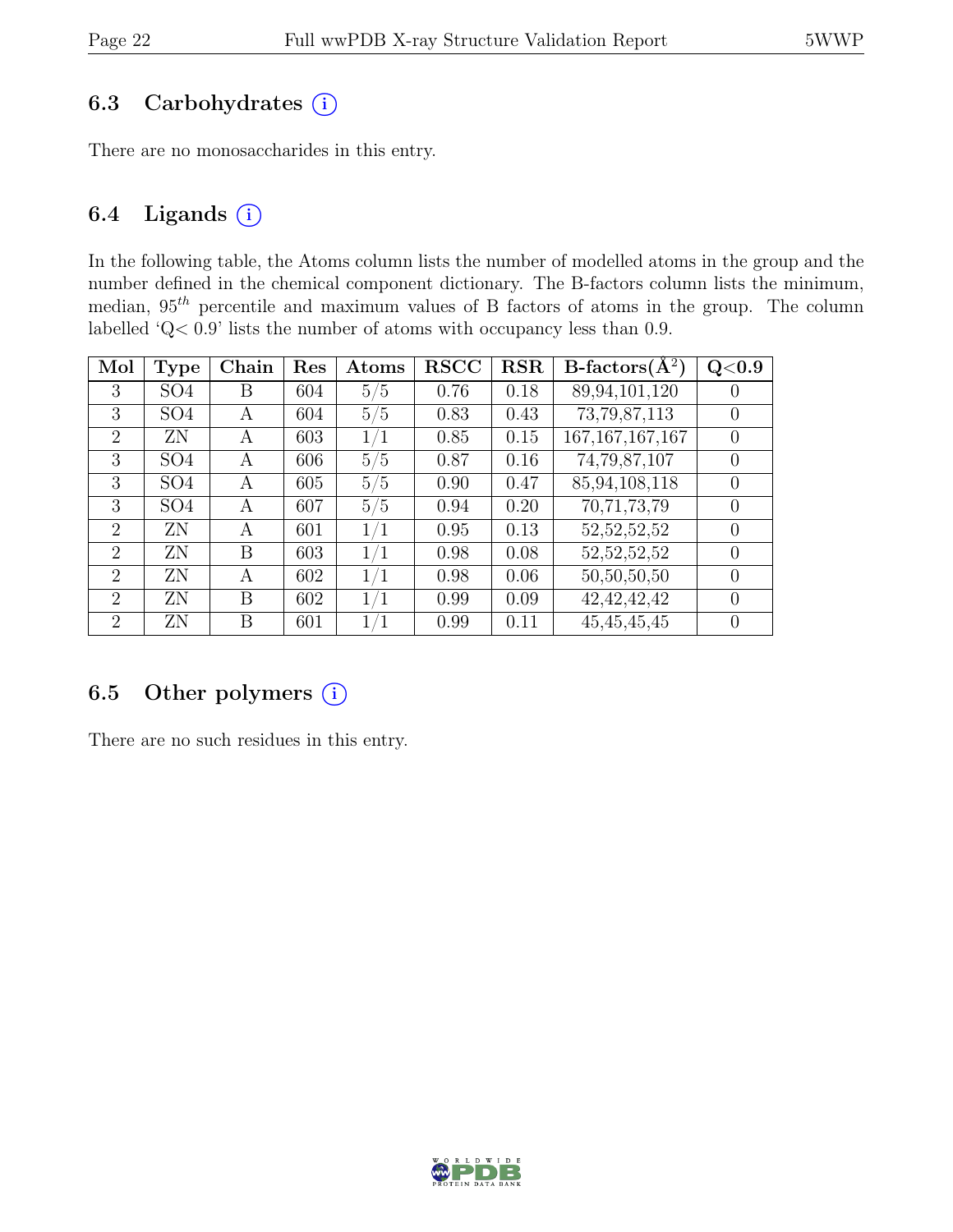## 6.3 Carbohydrates (i)

There are no monosaccharides in this entry.

## 6.4 Ligands (i)

In the following table, the Atoms column lists the number of modelled atoms in the group and the number defined in the chemical component dictionary. The B-factors column lists the minimum, median, $95^{th}$ percentile and maximum values of B factors of atoms in the group. The column labelled 'Q< 0.9' lists the number of atoms with occupancy less than 0.9.

| Mol | Type | Chain | Res | Atoms | RSCC | RSR | B-factors($Å^2$) | Q<0.9 |
|---|---|---|---|---|---|---|---|---|
| 3 | SO4 | B | 604 | 5/5 | 0.76 | 0.18 | 89,94,101,120 | 0 |
| 3 | SO4 | A | 604 | 5/5 | 0.83 | 0.43 | 73,79,87,113 | 0 |
| 2 | ZN | A | 603 | 1/1 | 0.85 | 0.15 | 167,167,167,167 | 0 |
| 3 | SO4 | A | 606 | 5/5 | 0.87 | 0.16 | 74,79,87,107 | 0 |
| 3 | SO4 | A | 605 | 5/5 | 0.90 | 0.47 | 85,94,108,118 | 0 |
| 3 | SO4 | A | 607 | 5/5 | 0.94 | 0.20 | 70,71,73,79 | 0 |
| 2 | ZN | A | 601 | 1/1 | 0.95 | 0.13 | 52,52,52,52 | 0 |
| 2 | ZN | B | 603 | 1/1 | 0.98 | 0.08 | 52,52,52,52 | 0 |
| 2 | ZN | A | 602 | 1/1 | 0.98 | 0.06 | 50,50,50,50 | 0 |
| 2 | ZN | B | 602 | 1/1 | 0.99 | 0.09 | 42,42,42,42 | 0 |
| 2 | ZN | B | 601 | 1/1 | 0.99 | 0.11 | 45,45,45,45 | 0 |

## 6.5 Other polymers (i)

There are no such residues in this entry.